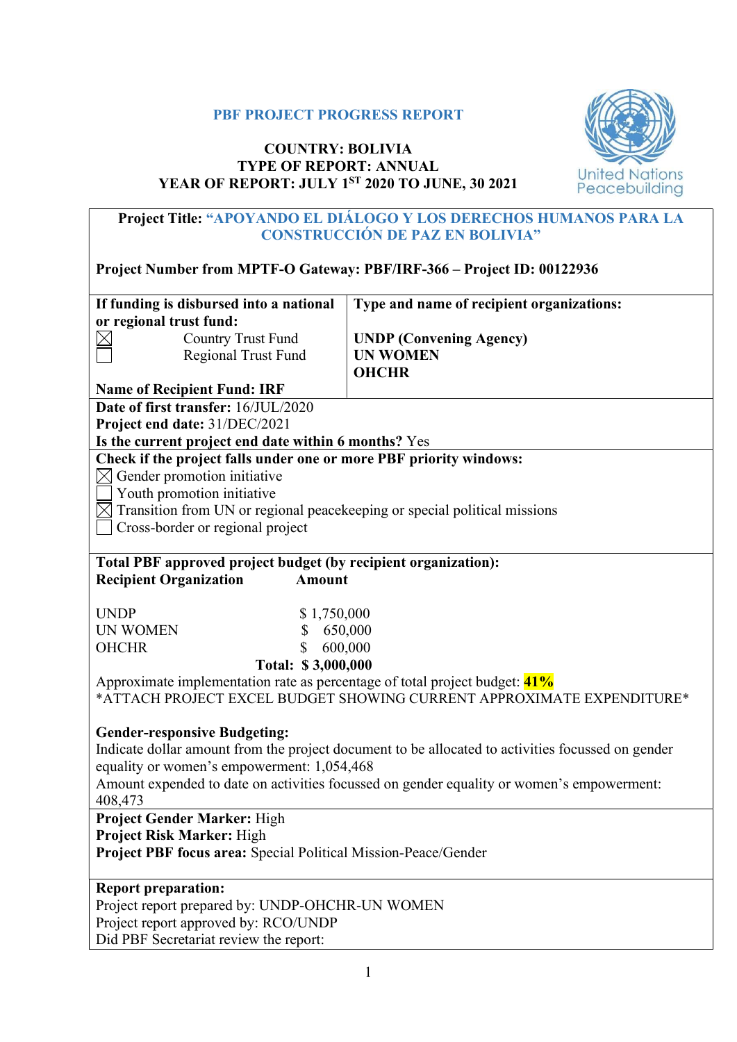# PBF PROJECT PROGRESS REPORT

**COUNTRY: BOLIVIA**
**TYPE OF REPORT: ANNUAL**
**YEAR OF REPORT: JULY 1ST 2020 TO JUNE, 30 2021**

United Nations Peacebuilding

**Project Title: "APOYANDO EL DIÁLOGO Y LOS DERECHOS HUMANOS PARA LA CONSTRUCCIÓN DE PAZ EN BOLIVIA"**

**Project Number from MPTF-O Gateway: PBF/IRF-366 – Project ID: 00122936**

| **If funding is disbursed into a national or regional trust fund:** | **Type and name of recipient organizations:** |
|---|---|
| ☒ Country Trust Fund<br>☐ Regional Trust Fund<br><br>**Name of Recipient Fund: IRF** | **UNDP (Convening Agency)**<br>**UN WOMEN**<br>**OHCHR** |

**Date of first transfer:** 16/JUL/2020
**Project end date:** 31/DEC/2021
**Is the current project end date within 6 months?** Yes

**Check if the project falls under one or more PBF priority windows:**

☒ Gender promotion initiative
☐ Youth promotion initiative
☒ Transition from UN or regional peacekeeping or special political missions
☐ Cross-border or regional project

**Total PBF approved project budget (by recipient organization):**

| **Recipient Organization** | **Amount** |
|---|---|
| UNDP | $ 1,750,000 |
| UN WOMEN | $ 650,000 |
| OHCHR | $ 600,000 |
| **Total:** | **$ 3,000,000** |

Approximate implementation rate as percentage of total project budget: **41%**
*ATTACH PROJECT EXCEL BUDGET SHOWING CURRENT APPROXIMATE EXPENDITURE*

**Gender-responsive Budgeting:**
Indicate dollar amount from the project document to be allocated to activities focussed on gender equality or women's empowerment: 1,054,468
Amount expended to date on activities focussed on gender equality or women's empowerment: 408,473

**Project Gender Marker:** High
**Project Risk Marker:** High
**Project PBF focus area:** Special Political Mission-Peace/Gender

**Report preparation:**
Project report prepared by: UNDP-OHCHR-UN WOMEN
Project report approved by: RCO/UNDP
Did PBF Secretariat review the report: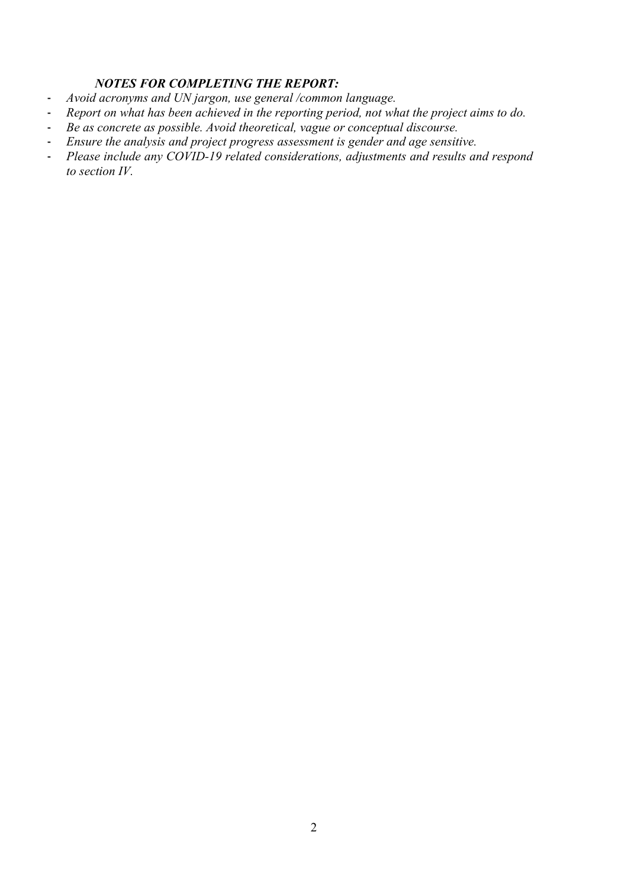***NOTES FOR COMPLETING THE REPORT:***

- *Avoid acronyms and UN jargon, use general /common language.*
- *Report on what has been achieved in the reporting period, not what the project aims to do.*
- *Be as concrete as possible. Avoid theoretical, vague or conceptual discourse.*
- *Ensure the analysis and project progress assessment is gender and age sensitive.*
- *Please include any COVID-19 related considerations, adjustments and results and respond to section IV.*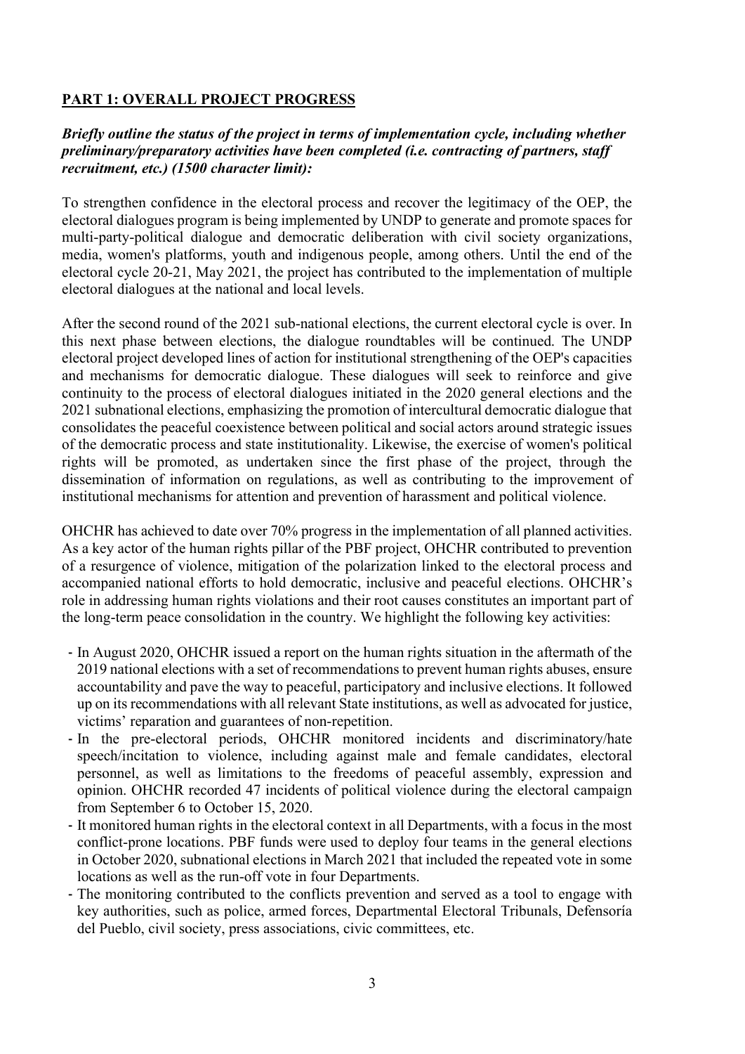## PART 1: OVERALL PROJECT PROGRESS

***Briefly outline the status of the project in terms of implementation cycle, including whether preliminary/preparatory activities have been completed (i.e. contracting of partners, staff recruitment, etc.) (1500 character limit):***

To strengthen confidence in the electoral process and recover the legitimacy of the OEP, the electoral dialogues program is being implemented by UNDP to generate and promote spaces for multi-party-political dialogue and democratic deliberation with civil society organizations, media, women's platforms, youth and indigenous people, among others. Until the end of the electoral cycle 20-21, May 2021, the project has contributed to the implementation of multiple electoral dialogues at the national and local levels.

After the second round of the 2021 sub-national elections, the current electoral cycle is over. In this next phase between elections, the dialogue roundtables will be continued. The UNDP electoral project developed lines of action for institutional strengthening of the OEP's capacities and mechanisms for democratic dialogue. These dialogues will seek to reinforce and give continuity to the process of electoral dialogues initiated in the 2020 general elections and the 2021 subnational elections, emphasizing the promotion of intercultural democratic dialogue that consolidates the peaceful coexistence between political and social actors around strategic issues of the democratic process and state institutionality. Likewise, the exercise of women's political rights will be promoted, as undertaken since the first phase of the project, through the dissemination of information on regulations, as well as contributing to the improvement of institutional mechanisms for attention and prevention of harassment and political violence.

OHCHR has achieved to date over 70% progress in the implementation of all planned activities. As a key actor of the human rights pillar of the PBF project, OHCHR contributed to prevention of a resurgence of violence, mitigation of the polarization linked to the electoral process and accompanied national efforts to hold democratic, inclusive and peaceful elections. OHCHR's role in addressing human rights violations and their root causes constitutes an important part of the long-term peace consolidation in the country. We highlight the following key activities:

- In August 2020, OHCHR issued a report on the human rights situation in the aftermath of the 2019 national elections with a set of recommendations to prevent human rights abuses, ensure accountability and pave the way to peaceful, participatory and inclusive elections. It followed up on its recommendations with all relevant State institutions, as well as advocated for justice, victims' reparation and guarantees of non-repetition.
- In the pre-electoral periods, OHCHR monitored incidents and discriminatory/hate speech/incitation to violence, including against male and female candidates, electoral personnel, as well as limitations to the freedoms of peaceful assembly, expression and opinion. OHCHR recorded 47 incidents of political violence during the electoral campaign from September 6 to October 15, 2020.
- It monitored human rights in the electoral context in all Departments, with a focus in the most conflict-prone locations. PBF funds were used to deploy four teams in the general elections in October 2020, subnational elections in March 2021 that included the repeated vote in some locations as well as the run-off vote in four Departments.
- The monitoring contributed to the conflicts prevention and served as a tool to engage with key authorities, such as police, armed forces, Departmental Electoral Tribunals, Defensoría del Pueblo, civil society, press associations, civic committees, etc.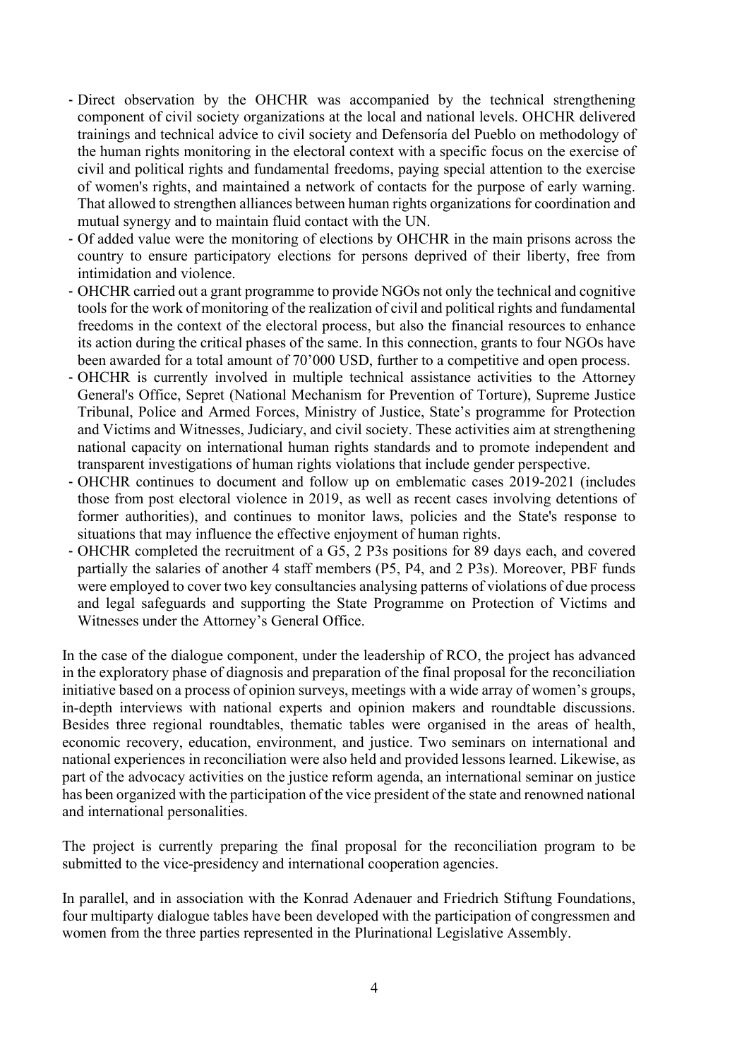- Direct observation by the OHCHR was accompanied by the technical strengthening component of civil society organizations at the local and national levels. OHCHR delivered trainings and technical advice to civil society and Defensoría del Pueblo on methodology of the human rights monitoring in the electoral context with a specific focus on the exercise of civil and political rights and fundamental freedoms, paying special attention to the exercise of women's rights, and maintained a network of contacts for the purpose of early warning. That allowed to strengthen alliances between human rights organizations for coordination and mutual synergy and to maintain fluid contact with the UN.
- Of added value were the monitoring of elections by OHCHR in the main prisons across the country to ensure participatory elections for persons deprived of their liberty, free from intimidation and violence.
- OHCHR carried out a grant programme to provide NGOs not only the technical and cognitive tools for the work of monitoring of the realization of civil and political rights and fundamental freedoms in the context of the electoral process, but also the financial resources to enhance its action during the critical phases of the same. In this connection, grants to four NGOs have been awarded for a total amount of 70'000 USD, further to a competitive and open process.
- OHCHR is currently involved in multiple technical assistance activities to the Attorney General's Office, Sepret (National Mechanism for Prevention of Torture), Supreme Justice Tribunal, Police and Armed Forces, Ministry of Justice, State's programme for Protection and Victims and Witnesses, Judiciary, and civil society. These activities aim at strengthening national capacity on international human rights standards and to promote independent and transparent investigations of human rights violations that include gender perspective.
- OHCHR continues to document and follow up on emblematic cases 2019-2021 (includes those from post electoral violence in 2019, as well as recent cases involving detentions of former authorities), and continues to monitor laws, policies and the State's response to situations that may influence the effective enjoyment of human rights.
- OHCHR completed the recruitment of a G5, 2 P3s positions for 89 days each, and covered partially the salaries of another 4 staff members (P5, P4, and 2 P3s). Moreover, PBF funds were employed to cover two key consultancies analysing patterns of violations of due process and legal safeguards and supporting the State Programme on Protection of Victims and Witnesses under the Attorney's General Office.

In the case of the dialogue component, under the leadership of RCO, the project has advanced in the exploratory phase of diagnosis and preparation of the final proposal for the reconciliation initiative based on a process of opinion surveys, meetings with a wide array of women's groups, in-depth interviews with national experts and opinion makers and roundtable discussions. Besides three regional roundtables, thematic tables were organised in the areas of health, economic recovery, education, environment, and justice. Two seminars on international and national experiences in reconciliation were also held and provided lessons learned. Likewise, as part of the advocacy activities on the justice reform agenda, an international seminar on justice has been organized with the participation of the vice president of the state and renowned national and international personalities.

The project is currently preparing the final proposal for the reconciliation program to be submitted to the vice-presidency and international cooperation agencies.

In parallel, and in association with the Konrad Adenauer and Friedrich Stiftung Foundations, four multiparty dialogue tables have been developed with the participation of congressmen and women from the three parties represented in the Plurinational Legislative Assembly.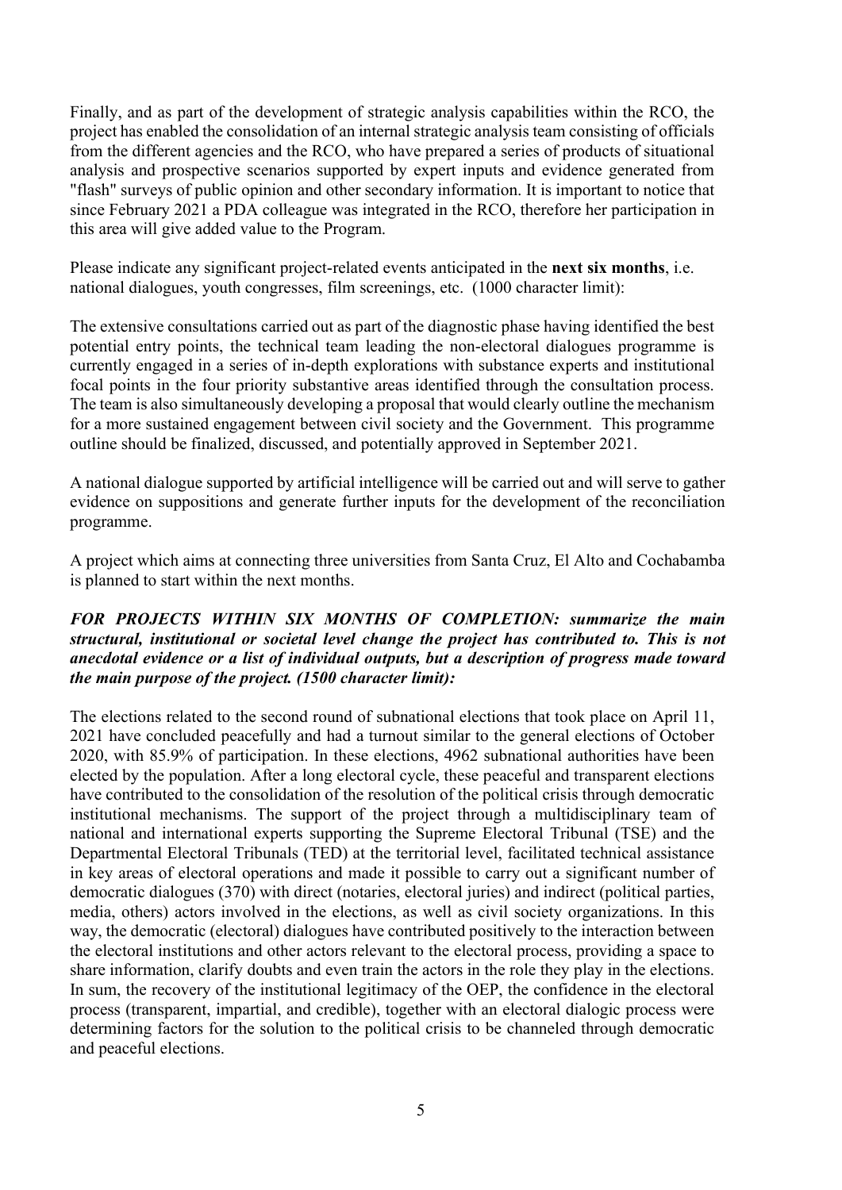Finally, and as part of the development of strategic analysis capabilities within the RCO, the project has enabled the consolidation of an internal strategic analysis team consisting of officials from the different agencies and the RCO, who have prepared a series of products of situational analysis and prospective scenarios supported by expert inputs and evidence generated from "flash" surveys of public opinion and other secondary information. It is important to notice that since February 2021 a PDA colleague was integrated in the RCO, therefore her participation in this area will give added value to the Program.

Please indicate any significant project-related events anticipated in the **next six months**, i.e. national dialogues, youth congresses, film screenings, etc. (1000 character limit):

The extensive consultations carried out as part of the diagnostic phase having identified the best potential entry points, the technical team leading the non-electoral dialogues programme is currently engaged in a series of in-depth explorations with substance experts and institutional focal points in the four priority substantive areas identified through the consultation process. The team is also simultaneously developing a proposal that would clearly outline the mechanism for a more sustained engagement between civil society and the Government. This programme outline should be finalized, discussed, and potentially approved in September 2021.

A national dialogue supported by artificial intelligence will be carried out and will serve to gather evidence on suppositions and generate further inputs for the development of the reconciliation programme.

A project which aims at connecting three universities from Santa Cruz, El Alto and Cochabamba is planned to start within the next months.

***FOR PROJECTS WITHIN SIX MONTHS OF COMPLETION: summarize the main structural, institutional or societal level change the project has contributed to. This is not anecdotal evidence or a list of individual outputs, but a description of progress made toward the main purpose of the project. (1500 character limit):***

The elections related to the second round of subnational elections that took place on April 11, 2021 have concluded peacefully and had a turnout similar to the general elections of October 2020, with 85.9% of participation. In these elections, 4962 subnational authorities have been elected by the population. After a long electoral cycle, these peaceful and transparent elections have contributed to the consolidation of the resolution of the political crisis through democratic institutional mechanisms. The support of the project through a multidisciplinary team of national and international experts supporting the Supreme Electoral Tribunal (TSE) and the Departmental Electoral Tribunals (TED) at the territorial level, facilitated technical assistance in key areas of electoral operations and made it possible to carry out a significant number of democratic dialogues (370) with direct (notaries, electoral juries) and indirect (political parties, media, others) actors involved in the elections, as well as civil society organizations. In this way, the democratic (electoral) dialogues have contributed positively to the interaction between the electoral institutions and other actors relevant to the electoral process, providing a space to share information, clarify doubts and even train the actors in the role they play in the elections. In sum, the recovery of the institutional legitimacy of the OEP, the confidence in the electoral process (transparent, impartial, and credible), together with an electoral dialogic process were determining factors for the solution to the political crisis to be channeled through democratic and peaceful elections.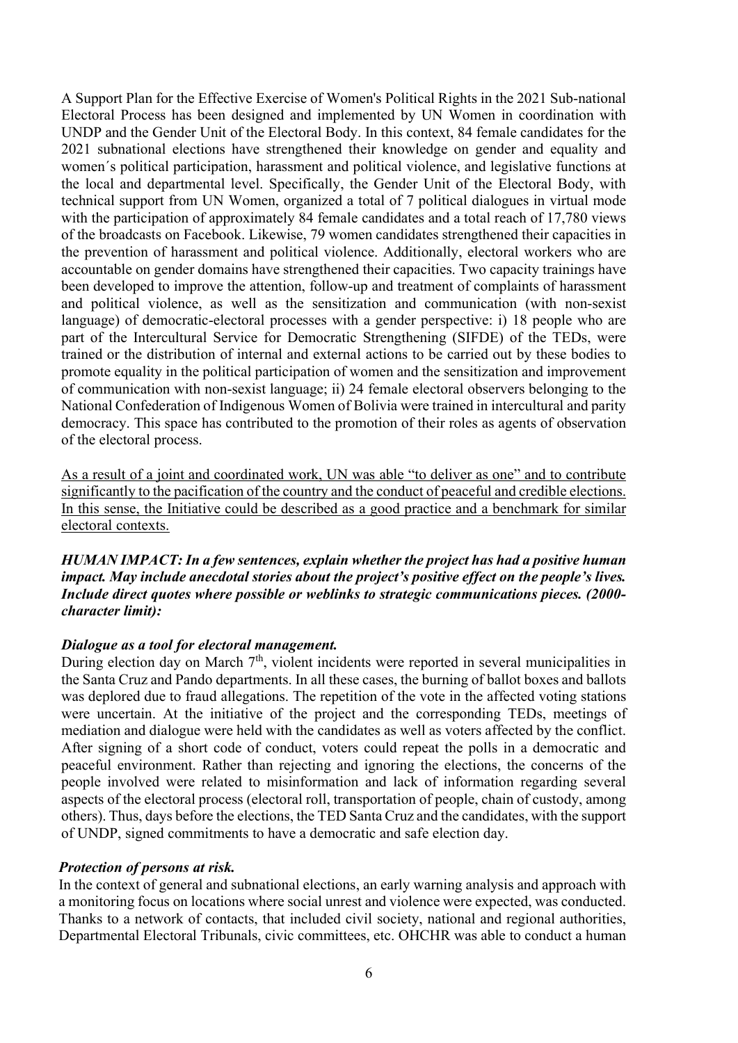A Support Plan for the Effective Exercise of Women's Political Rights in the 2021 Sub-national Electoral Process has been designed and implemented by UN Women in coordination with UNDP and the Gender Unit of the Electoral Body. In this context, 84 female candidates for the 2021 subnational elections have strengthened their knowledge on gender and equality and women´s political participation, harassment and political violence, and legislative functions at the local and departmental level. Specifically, the Gender Unit of the Electoral Body, with technical support from UN Women, organized a total of 7 political dialogues in virtual mode with the participation of approximately 84 female candidates and a total reach of 17,780 views of the broadcasts on Facebook. Likewise, 79 women candidates strengthened their capacities in the prevention of harassment and political violence. Additionally, electoral workers who are accountable on gender domains have strengthened their capacities. Two capacity trainings have been developed to improve the attention, follow-up and treatment of complaints of harassment and political violence, as well as the sensitization and communication (with non-sexist language) of democratic-electoral processes with a gender perspective: i) 18 people who are part of the Intercultural Service for Democratic Strengthening (SIFDE) of the TEDs, were trained or the distribution of internal and external actions to be carried out by these bodies to promote equality in the political participation of women and the sensitization and improvement of communication with non-sexist language; ii) 24 female electoral observers belonging to the National Confederation of Indigenous Women of Bolivia were trained in intercultural and parity democracy. This space has contributed to the promotion of their roles as agents of observation of the electoral process.

<u>As a result of a joint and coordinated work, UN was able "to deliver as one" and to contribute significantly to the pacification of the country and the conduct of peaceful and credible elections. In this sense, the Initiative could be described as a good practice and a benchmark for similar electoral contexts.</u>

***HUMAN IMPACT: In a few sentences, explain whether the project has had a positive human impact. May include anecdotal stories about the project's positive effect on the people's lives. Include direct quotes where possible or weblinks to strategic communications pieces. (2000-character limit):***

***Dialogue as a tool for electoral management.***

During election day on March 7th, violent incidents were reported in several municipalities in the Santa Cruz and Pando departments. In all these cases, the burning of ballot boxes and ballots was deplored due to fraud allegations. The repetition of the vote in the affected voting stations were uncertain. At the initiative of the project and the corresponding TEDs, meetings of mediation and dialogue were held with the candidates as well as voters affected by the conflict. After signing of a short code of conduct, voters could repeat the polls in a democratic and peaceful environment. Rather than rejecting and ignoring the elections, the concerns of the people involved were related to misinformation and lack of information regarding several aspects of the electoral process (electoral roll, transportation of people, chain of custody, among others). Thus, days before the elections, the TED Santa Cruz and the candidates, with the support of UNDP, signed commitments to have a democratic and safe election day.

***Protection of persons at risk.***

In the context of general and subnational elections, an early warning analysis and approach with a monitoring focus on locations where social unrest and violence were expected, was conducted. Thanks to a network of contacts, that included civil society, national and regional authorities, Departmental Electoral Tribunals, civic committees, etc. OHCHR was able to conduct a human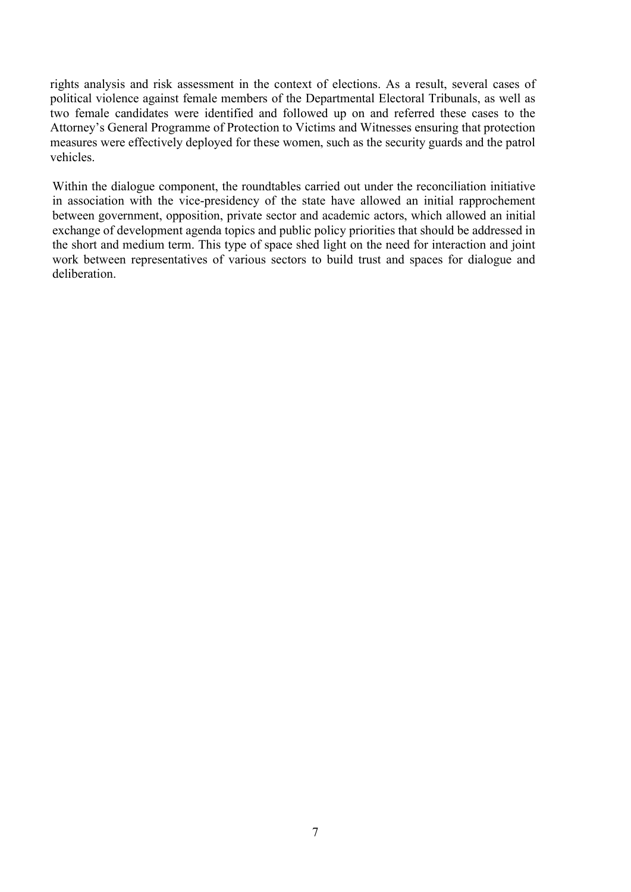rights analysis and risk assessment in the context of elections. As a result, several cases of political violence against female members of the Departmental Electoral Tribunals, as well as two female candidates were identified and followed up on and referred these cases to the Attorney's General Programme of Protection to Victims and Witnesses ensuring that protection measures were effectively deployed for these women, such as the security guards and the patrol vehicles.

Within the dialogue component, the roundtables carried out under the reconciliation initiative in association with the vice-presidency of the state have allowed an initial rapprochement between government, opposition, private sector and academic actors, which allowed an initial exchange of development agenda topics and public policy priorities that should be addressed in the short and medium term. This type of space shed light on the need for interaction and joint work between representatives of various sectors to build trust and spaces for dialogue and deliberation.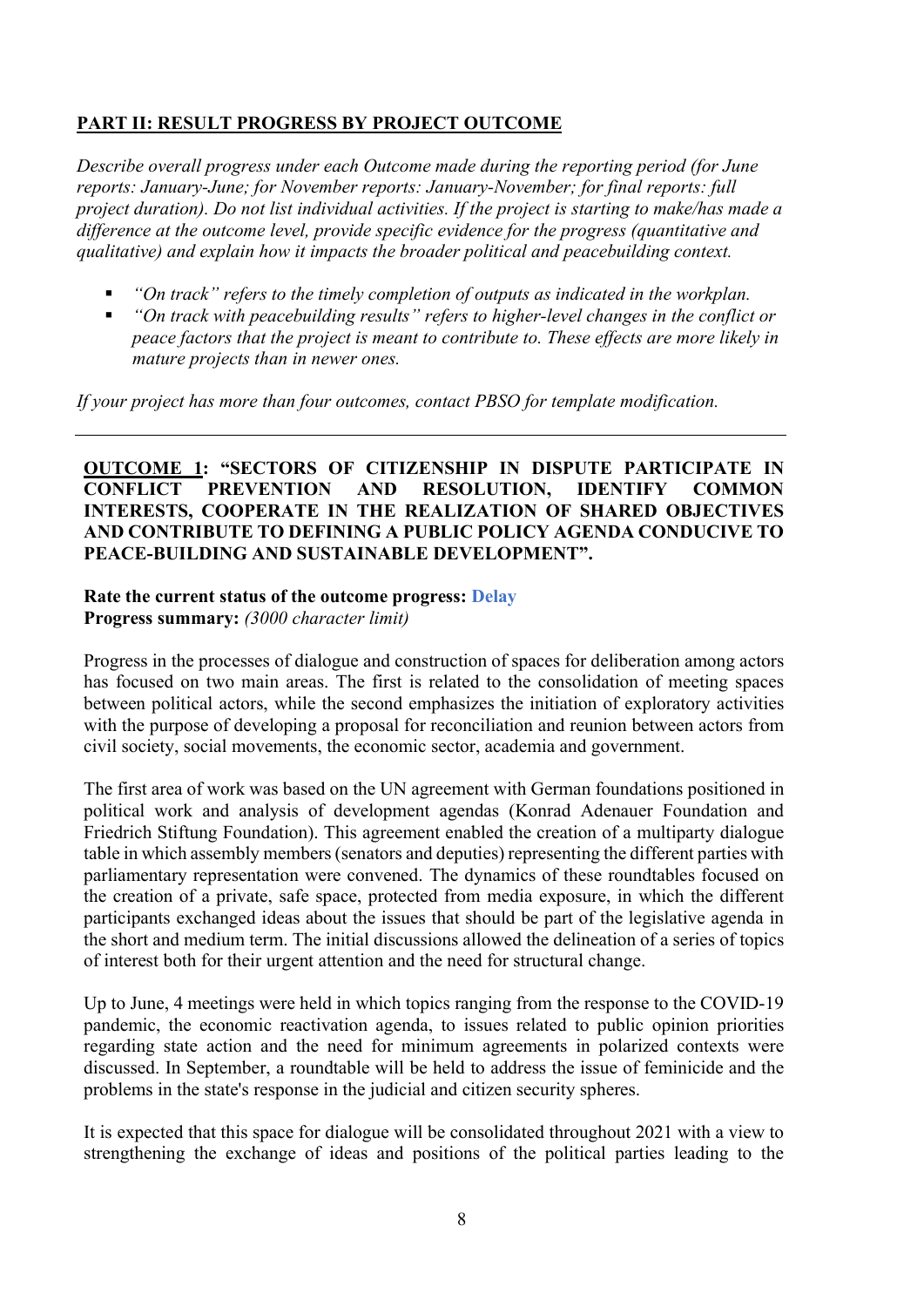## PART II: RESULT PROGRESS BY PROJECT OUTCOME

*Describe overall progress under each Outcome made during the reporting period (for June reports: January-June; for November reports: January-November; for final reports: full project duration). Do not list individual activities. If the project is starting to make/has made a difference at the outcome level, provide specific evidence for the progress (quantitative and qualitative) and explain how it impacts the broader political and peacebuilding context.*

- *"On track" refers to the timely completion of outputs as indicated in the workplan.*
- *"On track with peacebuilding results" refers to higher-level changes in the conflict or peace factors that the project is meant to contribute to. These effects are more likely in mature projects than in newer ones.*

*If your project has more than four outcomes, contact PBSO for template modification.*

---

**OUTCOME 1: "SECTORS OF CITIZENSHIP IN DISPUTE PARTICIPATE IN CONFLICT PREVENTION AND RESOLUTION, IDENTIFY COMMON INTERESTS, COOPERATE IN THE REALIZATION OF SHARED OBJECTIVES AND CONTRIBUTE TO DEFINING A PUBLIC POLICY AGENDA CONDUCIVE TO PEACE-BUILDING AND SUSTAINABLE DEVELOPMENT".**

**Rate the current status of the outcome progress: Delay**
**Progress summary:** *(3000 character limit)*

Progress in the processes of dialogue and construction of spaces for deliberation among actors has focused on two main areas. The first is related to the consolidation of meeting spaces between political actors, while the second emphasizes the initiation of exploratory activities with the purpose of developing a proposal for reconciliation and reunion between actors from civil society, social movements, the economic sector, academia and government.

The first area of work was based on the UN agreement with German foundations positioned in political work and analysis of development agendas (Konrad Adenauer Foundation and Friedrich Stiftung Foundation). This agreement enabled the creation of a multiparty dialogue table in which assembly members (senators and deputies) representing the different parties with parliamentary representation were convened. The dynamics of these roundtables focused on the creation of a private, safe space, protected from media exposure, in which the different participants exchanged ideas about the issues that should be part of the legislative agenda in the short and medium term. The initial discussions allowed the delineation of a series of topics of interest both for their urgent attention and the need for structural change.

Up to June, 4 meetings were held in which topics ranging from the response to the COVID-19 pandemic, the economic reactivation agenda, to issues related to public opinion priorities regarding state action and the need for minimum agreements in polarized contexts were discussed. In September, a roundtable will be held to address the issue of feminicide and the problems in the state's response in the judicial and citizen security spheres.

It is expected that this space for dialogue will be consolidated throughout 2021 with a view to strengthening the exchange of ideas and positions of the political parties leading to the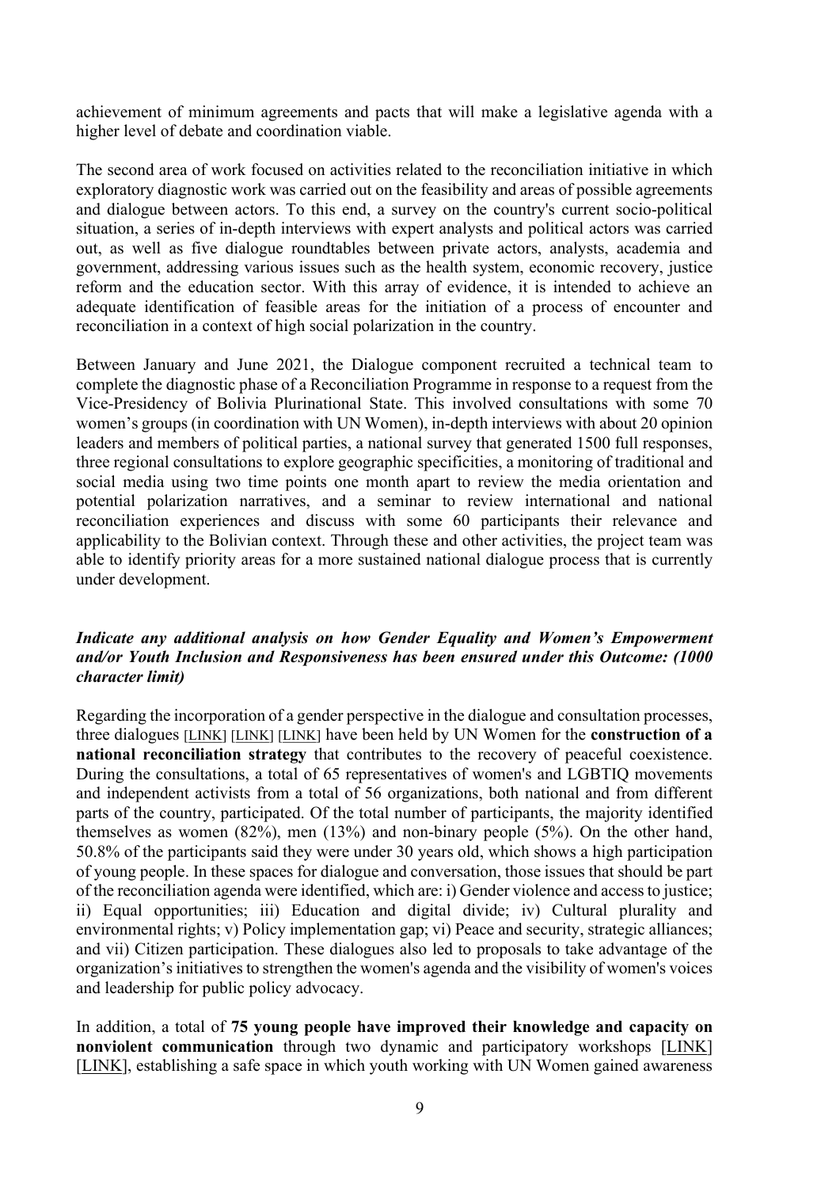achievement of minimum agreements and pacts that will make a legislative agenda with a higher level of debate and coordination viable.

The second area of work focused on activities related to the reconciliation initiative in which exploratory diagnostic work was carried out on the feasibility and areas of possible agreements and dialogue between actors. To this end, a survey on the country's current socio-political situation, a series of in-depth interviews with expert analysts and political actors was carried out, as well as five dialogue roundtables between private actors, analysts, academia and government, addressing various issues such as the health system, economic recovery, justice reform and the education sector. With this array of evidence, it is intended to achieve an adequate identification of feasible areas for the initiation of a process of encounter and reconciliation in a context of high social polarization in the country.

Between January and June 2021, the Dialogue component recruited a technical team to complete the diagnostic phase of a Reconciliation Programme in response to a request from the Vice-Presidency of Bolivia Plurinational State. This involved consultations with some 70 women's groups (in coordination with UN Women), in-depth interviews with about 20 opinion leaders and members of political parties, a national survey that generated 1500 full responses, three regional consultations to explore geographic specificities, a monitoring of traditional and social media using two time points one month apart to review the media orientation and potential polarization narratives, and a seminar to review international and national reconciliation experiences and discuss with some 60 participants their relevance and applicability to the Bolivian context. Through these and other activities, the project team was able to identify priority areas for a more sustained national dialogue process that is currently under development.

***Indicate any additional analysis on how Gender Equality and Women's Empowerment and/or Youth Inclusion and Responsiveness has been ensured under this Outcome: (1000 character limit)***

Regarding the incorporation of a gender perspective in the dialogue and consultation processes, three dialogues [LINK] [LINK] [LINK] have been held by UN Women for the **construction of a national reconciliation strategy** that contributes to the recovery of peaceful coexistence. During the consultations, a total of 65 representatives of women's and LGBTIQ movements and independent activists from a total of 56 organizations, both national and from different parts of the country, participated. Of the total number of participants, the majority identified themselves as women (82%), men (13%) and non-binary people (5%). On the other hand, 50.8% of the participants said they were under 30 years old, which shows a high participation of young people. In these spaces for dialogue and conversation, those issues that should be part of the reconciliation agenda were identified, which are: i) Gender violence and access to justice; ii) Equal opportunities; iii) Education and digital divide; iv) Cultural plurality and environmental rights; v) Policy implementation gap; vi) Peace and security, strategic alliances; and vii) Citizen participation. These dialogues also led to proposals to take advantage of the organization's initiatives to strengthen the women's agenda and the visibility of women's voices and leadership for public policy advocacy.

In addition, a total of **75 young people have improved their knowledge and capacity on nonviolent communication** through two dynamic and participatory workshops [LINK] [LINK], establishing a safe space in which youth working with UN Women gained awareness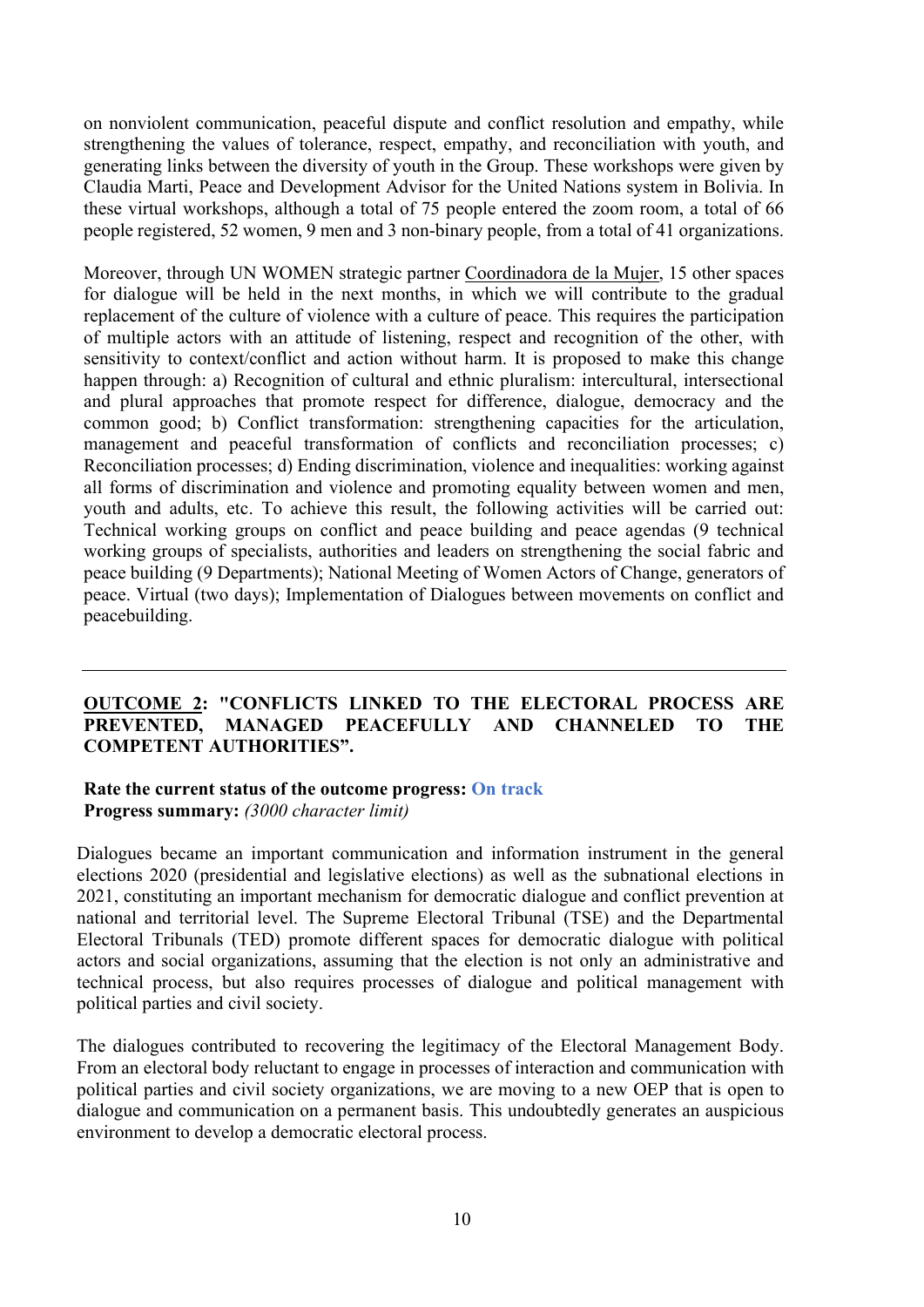on nonviolent communication, peaceful dispute and conflict resolution and empathy, while strengthening the values of tolerance, respect, empathy, and reconciliation with youth, and generating links between the diversity of youth in the Group. These workshops were given by Claudia Marti, Peace and Development Advisor for the United Nations system in Bolivia. In these virtual workshops, although a total of 75 people entered the zoom room, a total of 66 people registered, 52 women, 9 men and 3 non-binary people, from a total of 41 organizations.

Moreover, through UN WOMEN strategic partner Coordinadora de la Mujer, 15 other spaces for dialogue will be held in the next months, in which we will contribute to the gradual replacement of the culture of violence with a culture of peace. This requires the participation of multiple actors with an attitude of listening, respect and recognition of the other, with sensitivity to context/conflict and action without harm. It is proposed to make this change happen through: a) Recognition of cultural and ethnic pluralism: intercultural, intersectional and plural approaches that promote respect for difference, dialogue, democracy and the common good; b) Conflict transformation: strengthening capacities for the articulation, management and peaceful transformation of conflicts and reconciliation processes; c) Reconciliation processes; d) Ending discrimination, violence and inequalities: working against all forms of discrimination and violence and promoting equality between women and men, youth and adults, etc. To achieve this result, the following activities will be carried out: Technical working groups on conflict and peace building and peace agendas (9 technical working groups of specialists, authorities and leaders on strengthening the social fabric and peace building (9 Departments); National Meeting of Women Actors of Change, generators of peace. Virtual (two days); Implementation of Dialogues between movements on conflict and peacebuilding.

---

**OUTCOME 2: "CONFLICTS LINKED TO THE ELECTORAL PROCESS ARE PREVENTED, MANAGED PEACEFULLY AND CHANNELED TO THE COMPETENT AUTHORITIES".**

**Rate the current status of the outcome progress:** **On track**
**Progress summary:** *(3000 character limit)*

Dialogues became an important communication and information instrument in the general elections 2020 (presidential and legislative elections) as well as the subnational elections in 2021, constituting an important mechanism for democratic dialogue and conflict prevention at national and territorial level. The Supreme Electoral Tribunal (TSE) and the Departmental Electoral Tribunals (TED) promote different spaces for democratic dialogue with political actors and social organizations, assuming that the election is not only an administrative and technical process, but also requires processes of dialogue and political management with political parties and civil society.

The dialogues contributed to recovering the legitimacy of the Electoral Management Body. From an electoral body reluctant to engage in processes of interaction and communication with political parties and civil society organizations, we are moving to a new OEP that is open to dialogue and communication on a permanent basis. This undoubtedly generates an auspicious environment to develop a democratic electoral process.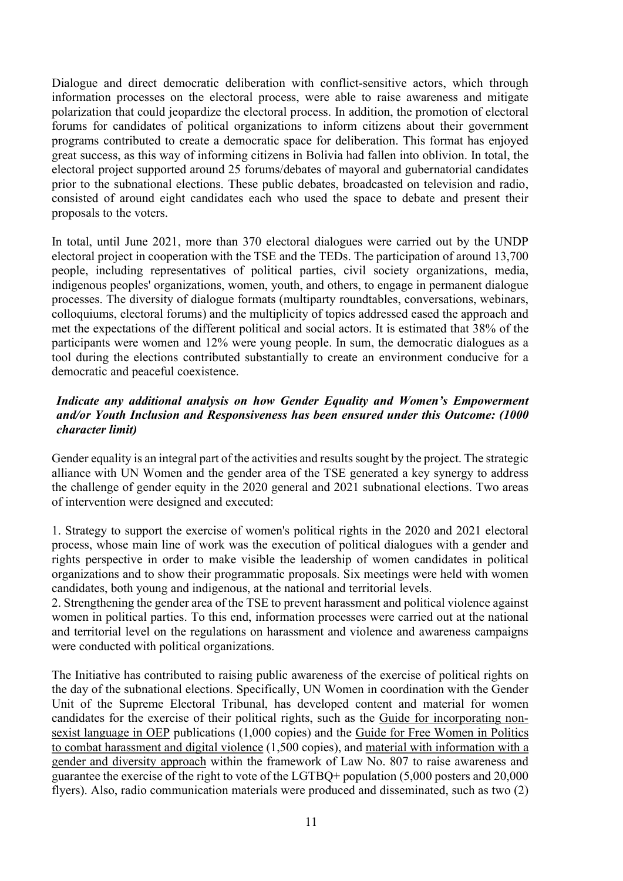Dialogue and direct democratic deliberation with conflict-sensitive actors, which through information processes on the electoral process, were able to raise awareness and mitigate polarization that could jeopardize the electoral process. In addition, the promotion of electoral forums for candidates of political organizations to inform citizens about their government programs contributed to create a democratic space for deliberation. This format has enjoyed great success, as this way of informing citizens in Bolivia had fallen into oblivion. In total, the electoral project supported around 25 forums/debates of mayoral and gubernatorial candidates prior to the subnational elections. These public debates, broadcasted on television and radio, consisted of around eight candidates each who used the space to debate and present their proposals to the voters.

In total, until June 2021, more than 370 electoral dialogues were carried out by the UNDP electoral project in cooperation with the TSE and the TEDs. The participation of around 13,700 people, including representatives of political parties, civil society organizations, media, indigenous peoples' organizations, women, youth, and others, to engage in permanent dialogue processes. The diversity of dialogue formats (multiparty roundtables, conversations, webinars, colloquiums, electoral forums) and the multiplicity of topics addressed eased the approach and met the expectations of the different political and social actors. It is estimated that 38% of the participants were women and 12% were young people. In sum, the democratic dialogues as a tool during the elections contributed substantially to create an environment conducive for a democratic and peaceful coexistence.

***Indicate any additional analysis on how Gender Equality and Women's Empowerment and/or Youth Inclusion and Responsiveness has been ensured under this Outcome: (1000 character limit)***

Gender equality is an integral part of the activities and results sought by the project. The strategic alliance with UN Women and the gender area of the TSE generated a key synergy to address the challenge of gender equity in the 2020 general and 2021 subnational elections. Two areas of intervention were designed and executed:

1. Strategy to support the exercise of women's political rights in the 2020 and 2021 electoral process, whose main line of work was the execution of political dialogues with a gender and rights perspective in order to make visible the leadership of women candidates in political organizations and to show their programmatic proposals. Six meetings were held with women candidates, both young and indigenous, at the national and territorial levels.
2. Strengthening the gender area of the TSE to prevent harassment and political violence against women in political parties. To this end, information processes were carried out at the national and territorial level on the regulations on harassment and violence and awareness campaigns were conducted with political organizations.

The Initiative has contributed to raising public awareness of the exercise of political rights on the day of the subnational elections. Specifically, UN Women in coordination with the Gender Unit of the Supreme Electoral Tribunal, has developed content and material for women candidates for the exercise of their political rights, such as the Guide for incorporating non-sexist language in OEP publications (1,000 copies) and the Guide for Free Women in Politics to combat harassment and digital violence (1,500 copies), and material with information with a gender and diversity approach within the framework of Law No. 807 to raise awareness and guarantee the exercise of the right to vote of the LGTBQ+ population (5,000 posters and 20,000 flyers). Also, radio communication materials were produced and disseminated, such as two (2)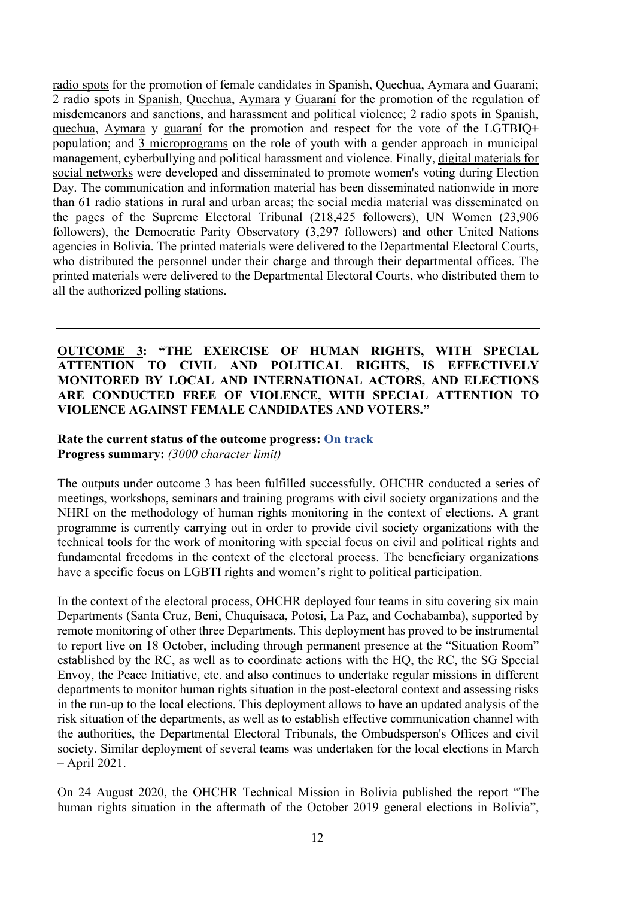radio spots for the promotion of female candidates in Spanish, Quechua, Aymara and Guarani; 2 radio spots in Spanish, Quechua, Aymara y Guaraní for the promotion of the regulation of misdemeanors and sanctions, and harassment and political violence; 2 radio spots in Spanish, quechua, Aymara y guaraní for the promotion and respect for the vote of the LGTBIQ+ population; and 3 microprograms on the role of youth with a gender approach in municipal management, cyberbullying and political harassment and violence. Finally, digital materials for social networks were developed and disseminated to promote women's voting during Election Day. The communication and information material has been disseminated nationwide in more than 61 radio stations in rural and urban areas; the social media material was disseminated on the pages of the Supreme Electoral Tribunal (218,425 followers), UN Women (23,906 followers), the Democratic Parity Observatory (3,297 followers) and other United Nations agencies in Bolivia. The printed materials were delivered to the Departmental Electoral Courts, who distributed the personnel under their charge and through their departmental offices. The printed materials were delivered to the Departmental Electoral Courts, who distributed them to all the authorized polling stations.

---

**OUTCOME 3: "THE EXERCISE OF HUMAN RIGHTS, WITH SPECIAL ATTENTION TO CIVIL AND POLITICAL RIGHTS, IS EFFECTIVELY MONITORED BY LOCAL AND INTERNATIONAL ACTORS, AND ELECTIONS ARE CONDUCTED FREE OF VIOLENCE, WITH SPECIAL ATTENTION TO VIOLENCE AGAINST FEMALE CANDIDATES AND VOTERS."**

**Rate the current status of the outcome progress:** **On track**
**Progress summary:** *(3000 character limit)*

The outputs under outcome 3 has been fulfilled successfully. OHCHR conducted a series of meetings, workshops, seminars and training programs with civil society organizations and the NHRI on the methodology of human rights monitoring in the context of elections. A grant programme is currently carrying out in order to provide civil society organizations with the technical tools for the work of monitoring with special focus on civil and political rights and fundamental freedoms in the context of the electoral process. The beneficiary organizations have a specific focus on LGBTI rights and women's right to political participation.

In the context of the electoral process, OHCHR deployed four teams in situ covering six main Departments (Santa Cruz, Beni, Chuquisaca, Potosi, La Paz, and Cochabamba), supported by remote monitoring of other three Departments. This deployment has proved to be instrumental to report live on 18 October, including through permanent presence at the "Situation Room" established by the RC, as well as to coordinate actions with the HQ, the RC, the SG Special Envoy, the Peace Initiative, etc. and also continues to undertake regular missions in different departments to monitor human rights situation in the post-electoral context and assessing risks in the run-up to the local elections. This deployment allows to have an updated analysis of the risk situation of the departments, as well as to establish effective communication channel with the authorities, the Departmental Electoral Tribunals, the Ombudsperson's Offices and civil society. Similar deployment of several teams was undertaken for the local elections in March – April 2021.

On 24 August 2020, the OHCHR Technical Mission in Bolivia published the report "The human rights situation in the aftermath of the October 2019 general elections in Bolivia",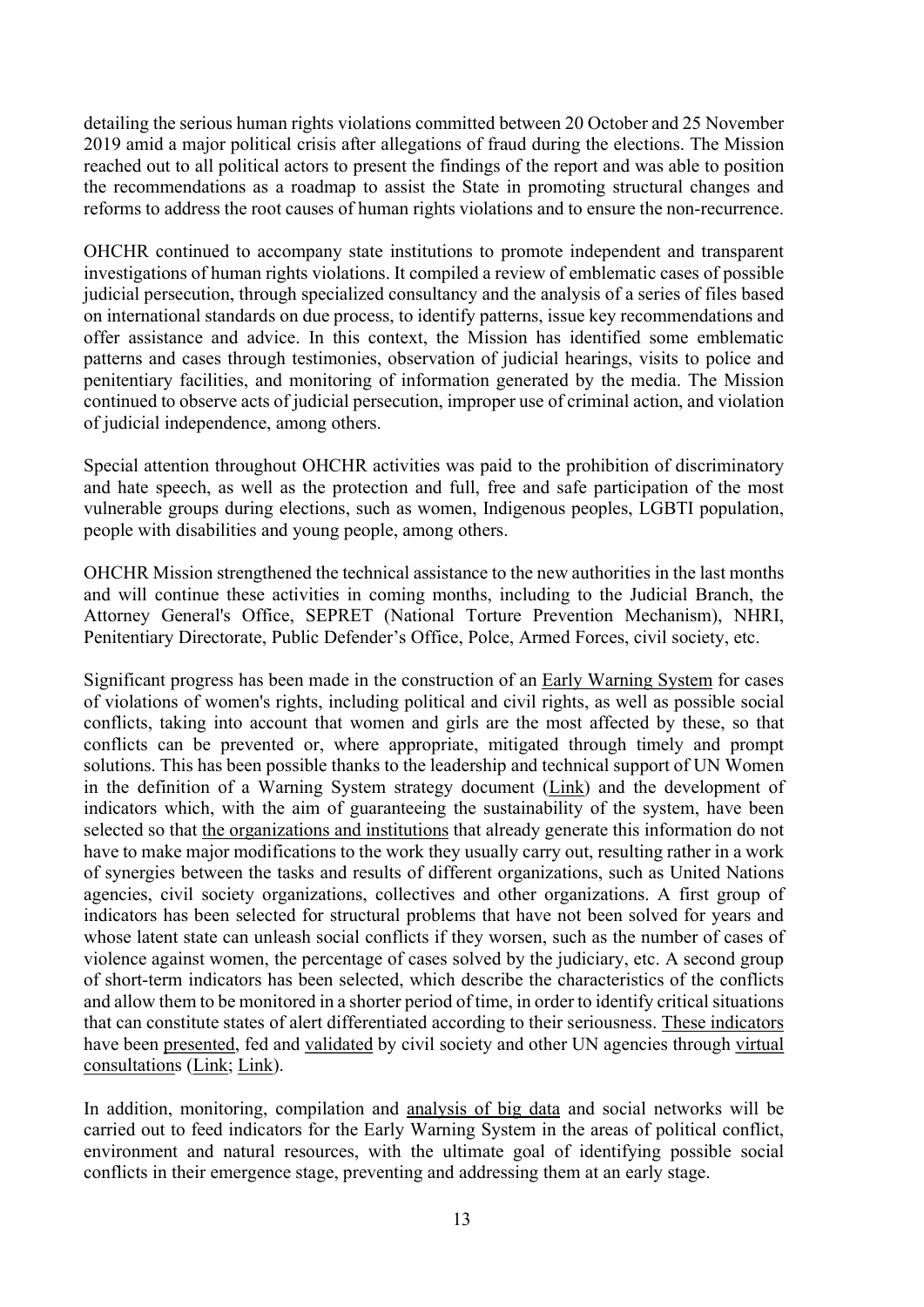detailing the serious human rights violations committed between 20 October and 25 November 2019 amid a major political crisis after allegations of fraud during the elections. The Mission reached out to all political actors to present the findings of the report and was able to position the recommendations as a roadmap to assist the State in promoting structural changes and reforms to address the root causes of human rights violations and to ensure the non-recurrence.

OHCHR continued to accompany state institutions to promote independent and transparent investigations of human rights violations. It compiled a review of emblematic cases of possible judicial persecution, through specialized consultancy and the analysis of a series of files based on international standards on due process, to identify patterns, issue key recommendations and offer assistance and advice. In this context, the Mission has identified some emblematic patterns and cases through testimonies, observation of judicial hearings, visits to police and penitentiary facilities, and monitoring of information generated by the media. The Mission continued to observe acts of judicial persecution, improper use of criminal action, and violation of judicial independence, among others.

Special attention throughout OHCHR activities was paid to the prohibition of discriminatory and hate speech, as well as the protection and full, free and safe participation of the most vulnerable groups during elections, such as women, Indigenous peoples, LGBTI population, people with disabilities and young people, among others.

OHCHR Mission strengthened the technical assistance to the new authorities in the last months and will continue these activities in coming months, including to the Judicial Branch, the Attorney General's Office, SEPRET (National Torture Prevention Mechanism), NHRI, Penitentiary Directorate, Public Defender's Office, Polce, Armed Forces, civil society, etc.

Significant progress has been made in the construction of an Early Warning System for cases of violations of women's rights, including political and civil rights, as well as possible social conflicts, taking into account that women and girls are the most affected by these, so that conflicts can be prevented or, where appropriate, mitigated through timely and prompt solutions. This has been possible thanks to the leadership and technical support of UN Women in the definition of a Warning System strategy document (Link) and the development of indicators which, with the aim of guaranteeing the sustainability of the system, have been selected so that the organizations and institutions that already generate this information do not have to make major modifications to the work they usually carry out, resulting rather in a work of synergies between the tasks and results of different organizations, such as United Nations agencies, civil society organizations, collectives and other organizations. A first group of indicators has been selected for structural problems that have not been solved for years and whose latent state can unleash social conflicts if they worsen, such as the number of cases of violence against women, the percentage of cases solved by the judiciary, etc. A second group of short-term indicators has been selected, which describe the characteristics of the conflicts and allow them to be monitored in a shorter period of time, in order to identify critical situations that can constitute states of alert differentiated according to their seriousness. These indicators have been presented, fed and validated by civil society and other UN agencies through virtual consultations (Link; Link).

In addition, monitoring, compilation and analysis of big data and social networks will be carried out to feed indicators for the Early Warning System in the areas of political conflict, environment and natural resources, with the ultimate goal of identifying possible social conflicts in their emergence stage, preventing and addressing them at an early stage.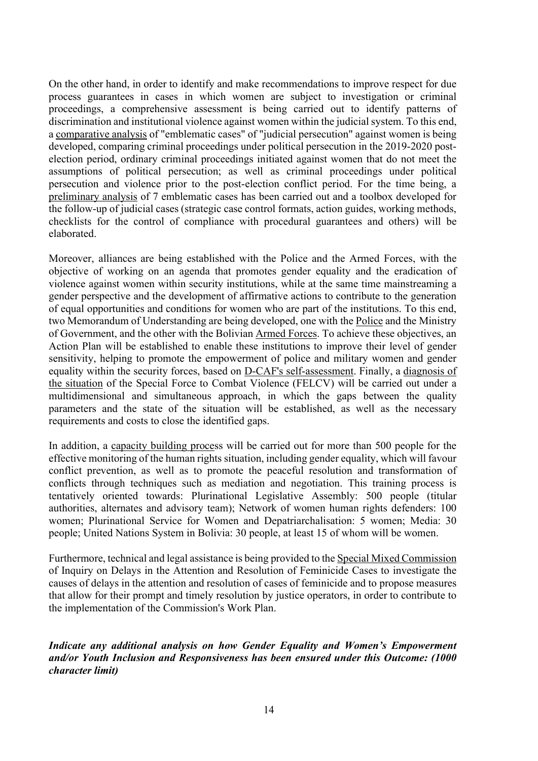On the other hand, in order to identify and make recommendations to improve respect for due process guarantees in cases in which women are subject to investigation or criminal proceedings, a comprehensive assessment is being carried out to identify patterns of discrimination and institutional violence against women within the judicial system. To this end, a comparative analysis of "emblematic cases" of "judicial persecution" against women is being developed, comparing criminal proceedings under political persecution in the 2019-2020 post-election period, ordinary criminal proceedings initiated against women that do not meet the assumptions of political persecution; as well as criminal proceedings under political persecution and violence prior to the post-election conflict period. For the time being, a preliminary analysis of 7 emblematic cases has been carried out and a toolbox developed for the follow-up of judicial cases (strategic case control formats, action guides, working methods, checklists for the control of compliance with procedural guarantees and others) will be elaborated.

Moreover, alliances are being established with the Police and the Armed Forces, with the objective of working on an agenda that promotes gender equality and the eradication of violence against women within security institutions, while at the same time mainstreaming a gender perspective and the development of affirmative actions to contribute to the generation of equal opportunities and conditions for women who are part of the institutions. To this end, two Memorandum of Understanding are being developed, one with the Police and the Ministry of Government, and the other with the Bolivian Armed Forces. To achieve these objectives, an Action Plan will be established to enable these institutions to improve their level of gender sensitivity, helping to promote the empowerment of police and military women and gender equality within the security forces, based on D-CAF's self-assessment. Finally, a diagnosis of the situation of the Special Force to Combat Violence (FELCV) will be carried out under a multidimensional and simultaneous approach, in which the gaps between the quality parameters and the state of the situation will be established, as well as the necessary requirements and costs to close the identified gaps.

In addition, a capacity building process will be carried out for more than 500 people for the effective monitoring of the human rights situation, including gender equality, which will favour conflict prevention, as well as to promote the peaceful resolution and transformation of conflicts through techniques such as mediation and negotiation. This training process is tentatively oriented towards: Plurinational Legislative Assembly: 500 people (titular authorities, alternates and advisory team); Network of women human rights defenders: 100 women; Plurinational Service for Women and Depatriarchalisation: 5 women; Media: 30 people; United Nations System in Bolivia: 30 people, at least 15 of whom will be women.

Furthermore, technical and legal assistance is being provided to the Special Mixed Commission of Inquiry on Delays in the Attention and Resolution of Feminicide Cases to investigate the causes of delays in the attention and resolution of cases of feminicide and to propose measures that allow for their prompt and timely resolution by justice operators, in order to contribute to the implementation of the Commission's Work Plan.

***Indicate any additional analysis on how Gender Equality and Women's Empowerment and/or Youth Inclusion and Responsiveness has been ensured under this Outcome: (1000 character limit)***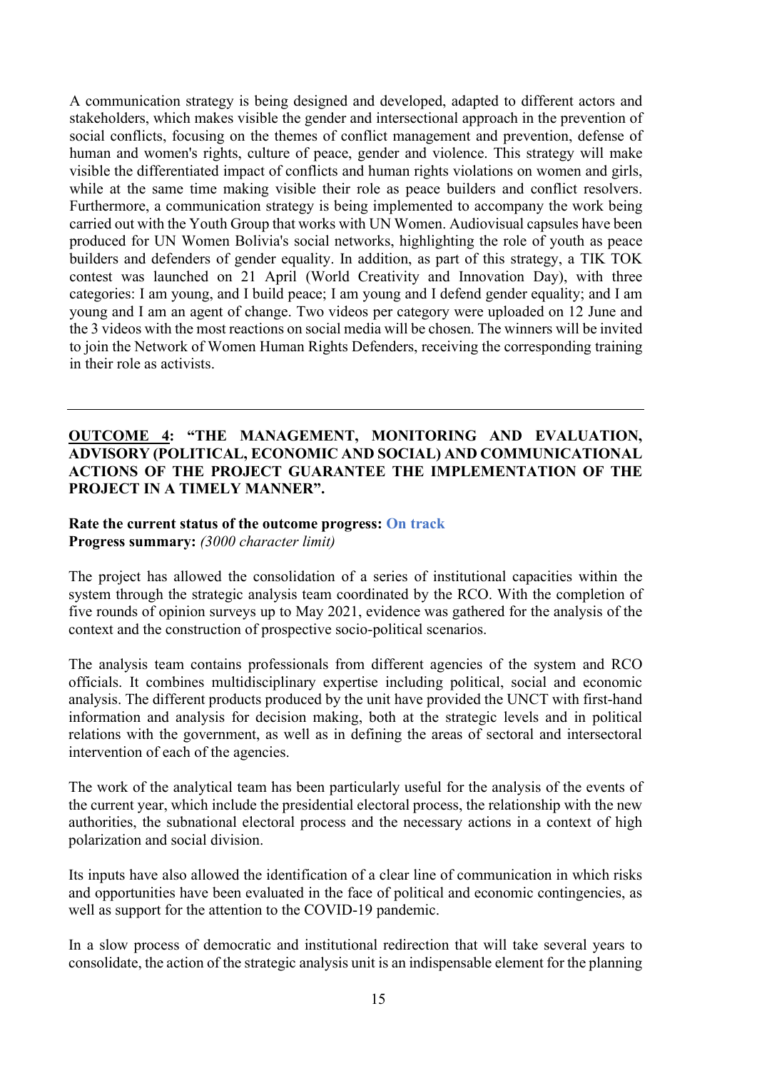A communication strategy is being designed and developed, adapted to different actors and stakeholders, which makes visible the gender and intersectional approach in the prevention of social conflicts, focusing on the themes of conflict management and prevention, defense of human and women's rights, culture of peace, gender and violence. This strategy will make visible the differentiated impact of conflicts and human rights violations on women and girls, while at the same time making visible their role as peace builders and conflict resolvers. Furthermore, a communication strategy is being implemented to accompany the work being carried out with the Youth Group that works with UN Women. Audiovisual capsules have been produced for UN Women Bolivia's social networks, highlighting the role of youth as peace builders and defenders of gender equality. In addition, as part of this strategy, a TIK TOK contest was launched on 21 April (World Creativity and Innovation Day), with three categories: I am young, and I build peace; I am young and I defend gender equality; and I am young and I am an agent of change. Two videos per category were uploaded on 12 June and the 3 videos with the most reactions on social media will be chosen. The winners will be invited to join the Network of Women Human Rights Defenders, receiving the corresponding training in their role as activists.

---

**<u>OUTCOME 4</u>: "THE MANAGEMENT, MONITORING AND EVALUATION, ADVISORY (POLITICAL, ECONOMIC AND SOCIAL) AND COMMUNICATIONAL ACTIONS OF THE PROJECT GUARANTEE THE IMPLEMENTATION OF THE PROJECT IN A TIMELY MANNER".**

**Rate the current status of the outcome progress:** **On track**
**Progress summary:** *(3000 character limit)*

The project has allowed the consolidation of a series of institutional capacities within the system through the strategic analysis team coordinated by the RCO. With the completion of five rounds of opinion surveys up to May 2021, evidence was gathered for the analysis of the context and the construction of prospective socio-political scenarios.

The analysis team contains professionals from different agencies of the system and RCO officials. It combines multidisciplinary expertise including political, social and economic analysis. The different products produced by the unit have provided the UNCT with first-hand information and analysis for decision making, both at the strategic levels and in political relations with the government, as well as in defining the areas of sectoral and intersectoral intervention of each of the agencies.

The work of the analytical team has been particularly useful for the analysis of the events of the current year, which include the presidential electoral process, the relationship with the new authorities, the subnational electoral process and the necessary actions in a context of high polarization and social division.

Its inputs have also allowed the identification of a clear line of communication in which risks and opportunities have been evaluated in the face of political and economic contingencies, as well as support for the attention to the COVID-19 pandemic.

In a slow process of democratic and institutional redirection that will take several years to consolidate, the action of the strategic analysis unit is an indispensable element for the planning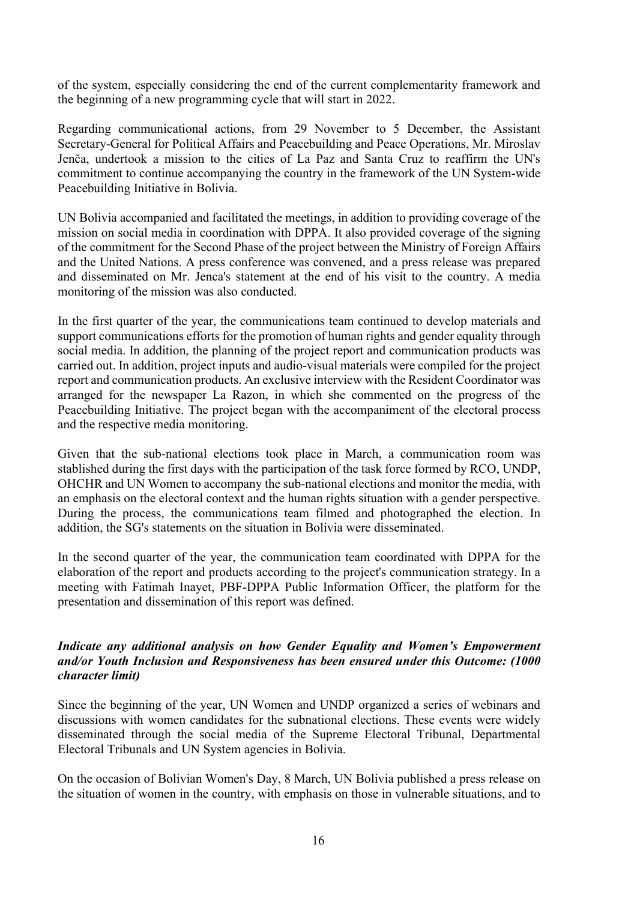of the system, especially considering the end of the current complementarity framework and the beginning of a new programming cycle that will start in 2022.

Regarding communicational actions, from 29 November to 5 December, the Assistant Secretary-General for Political Affairs and Peacebuilding and Peace Operations, Mr. Miroslav Jenča, undertook a mission to the cities of La Paz and Santa Cruz to reaffirm the UN's commitment to continue accompanying the country in the framework of the UN System-wide Peacebuilding Initiative in Bolivia.

UN Bolivia accompanied and facilitated the meetings, in addition to providing coverage of the mission on social media in coordination with DPPA. It also provided coverage of the signing of the commitment for the Second Phase of the project between the Ministry of Foreign Affairs and the United Nations. A press conference was convened, and a press release was prepared and disseminated on Mr. Jenca's statement at the end of his visit to the country. A media monitoring of the mission was also conducted.

In the first quarter of the year, the communications team continued to develop materials and support communications efforts for the promotion of human rights and gender equality through social media. In addition, the planning of the project report and communication products was carried out. In addition, project inputs and audio-visual materials were compiled for the project report and communication products. An exclusive interview with the Resident Coordinator was arranged for the newspaper La Razon, in which she commented on the progress of the Peacebuilding Initiative. The project began with the accompaniment of the electoral process and the respective media monitoring.

Given that the sub-national elections took place in March, a communication room was stablished during the first days with the participation of the task force formed by RCO, UNDP, OHCHR and UN Women to accompany the sub-national elections and monitor the media, with an emphasis on the electoral context and the human rights situation with a gender perspective. During the process, the communications team filmed and photographed the election. In addition, the SG's statements on the situation in Bolivia were disseminated.

In the second quarter of the year, the communication team coordinated with DPPA for the elaboration of the report and products according to the project's communication strategy. In a meeting with Fatimah Inayet, PBF-DPPA Public Information Officer, the platform for the presentation and dissemination of this report was defined.

***Indicate any additional analysis on how Gender Equality and Women's Empowerment and/or Youth Inclusion and Responsiveness has been ensured under this Outcome: (1000 character limit)***

Since the beginning of the year, UN Women and UNDP organized a series of webinars and discussions with women candidates for the subnational elections. These events were widely disseminated through the social media of the Supreme Electoral Tribunal, Departmental Electoral Tribunals and UN System agencies in Bolivia.

On the occasion of Bolivian Women's Day, 8 March, UN Bolivia published a press release on the situation of women in the country, with emphasis on those in vulnerable situations, and to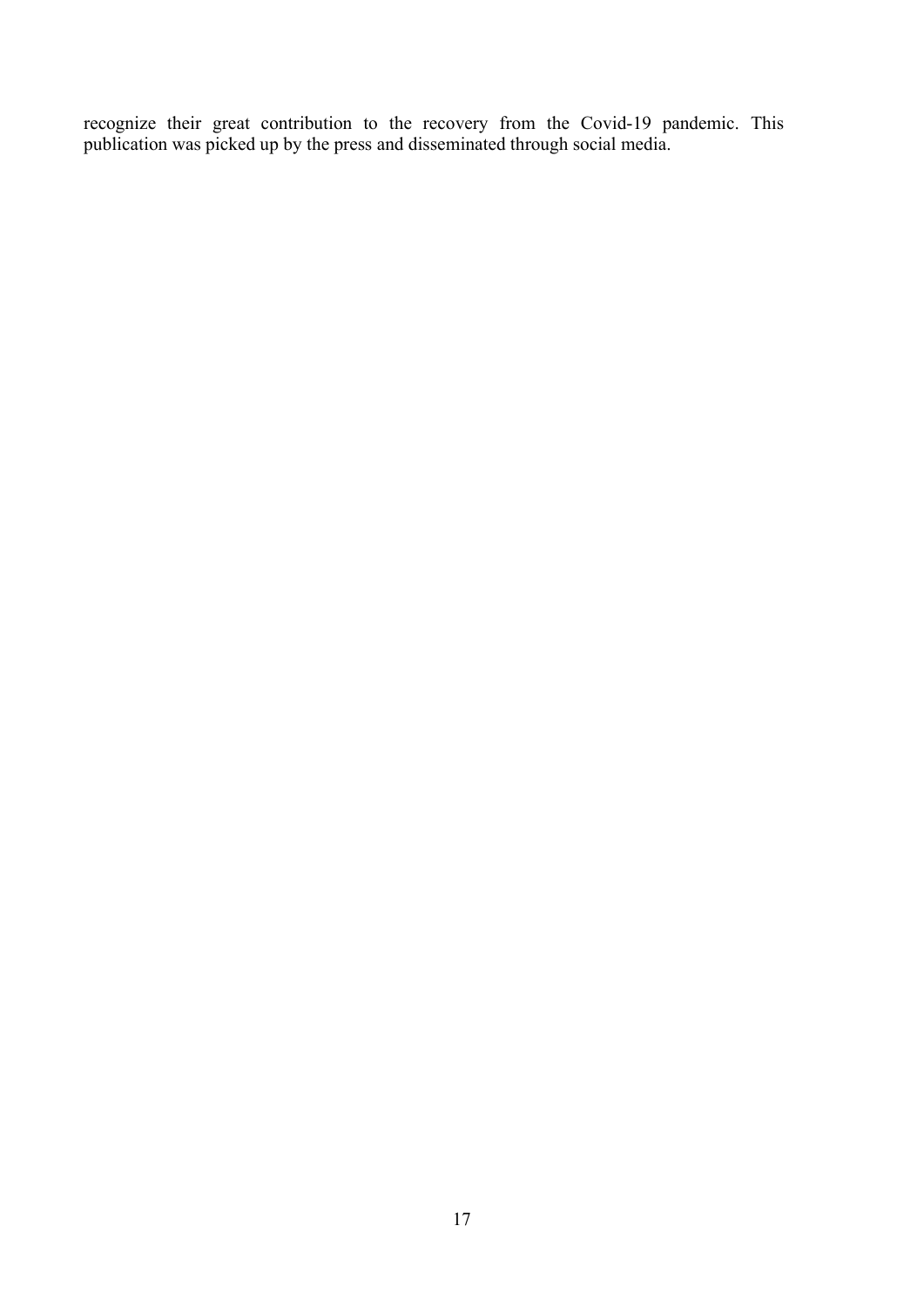recognize their great contribution to the recovery from the Covid-19 pandemic. This publication was picked up by the press and disseminated through social media.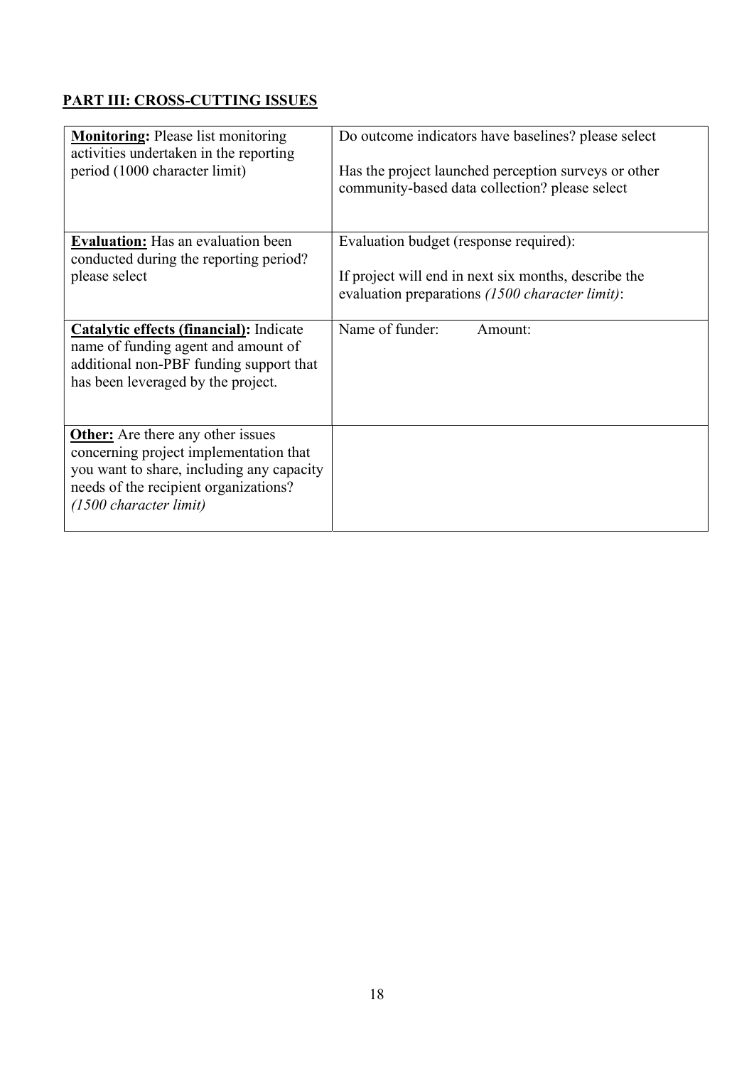## PART III: CROSS-CUTTING ISSUES

| | |
|---|---|
| **Monitoring:** Please list monitoring activities undertaken in the reporting period (1000 character limit) | Do outcome indicators have baselines? please select<br><br>Has the project launched perception surveys or other community-based data collection? please select |
| **Evaluation:** Has an evaluation been conducted during the reporting period? please select | Evaluation budget (response required):<br><br>If project will end in next six months, describe the evaluation preparations *(1500 character limit)*: |
| **Catalytic effects (financial):** Indicate name of funding agent and amount of additional non-PBF funding support that has been leveraged by the project. | Name of funder: Amount: |
| **Other:** Are there any other issues concerning project implementation that you want to share, including any capacity needs of the recipient organizations? *(1500 character limit)* | |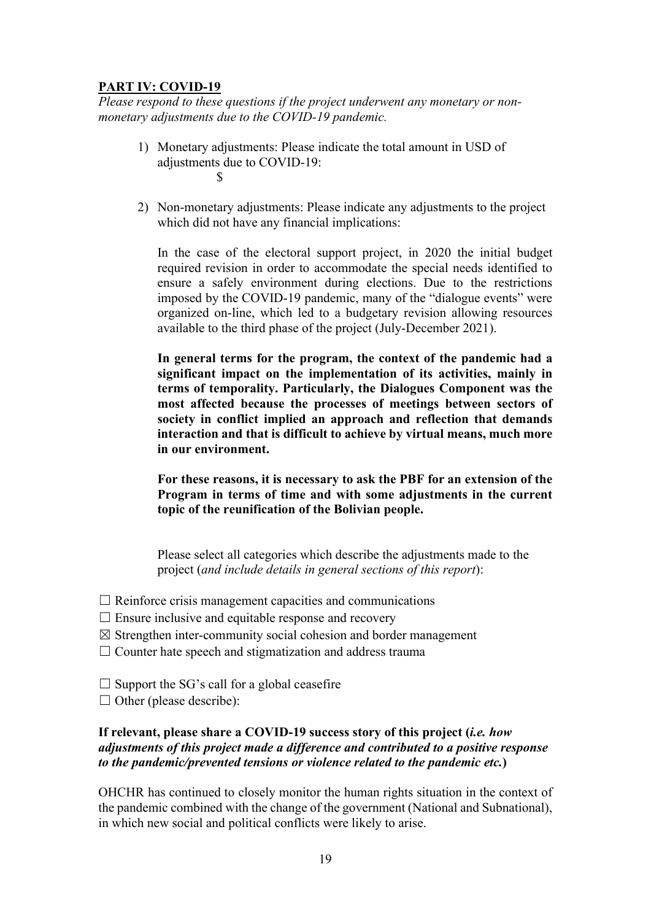**PART IV: COVID-19**

*Please respond to these questions if the project underwent any monetary or non-monetary adjustments due to the COVID-19 pandemic.*

1) Monetary adjustments: Please indicate the total amount in USD of adjustments due to COVID-19:

   $

2) Non-monetary adjustments: Please indicate any adjustments to the project which did not have any financial implications:

   In the case of the electoral support project, in 2020 the initial budget required revision in order to accommodate the special needs identified to ensure a safely environment during elections. Due to the restrictions imposed by the COVID-19 pandemic, many of the "dialogue events" were organized on-line, which led to a budgetary revision allowing resources available to the third phase of the project (July-December 2021).

   **In general terms for the program, the context of the pandemic had a significant impact on the implementation of its activities, mainly in terms of temporality. Particularly, the Dialogues Component was the most affected because the processes of meetings between sectors of society in conflict implied an approach and reflection that demands interaction and that is difficult to achieve by virtual means, much more in our environment.**

   **For these reasons, it is necessary to ask the PBF for an extension of the Program in terms of time and with some adjustments in the current topic of the reunification of the Bolivian people.**

   Please select all categories which describe the adjustments made to the project (*and include details in general sections of this report*):

☐ Reinforce crisis management capacities and communications
☐ Ensure inclusive and equitable response and recovery
☒ Strengthen inter-community social cohesion and border management
☐ Counter hate speech and stigmatization and address trauma

☐ Support the SG's call for a global ceasefire
☐ Other (please describe):

**If relevant, please share a COVID-19 success story of this project (*i.e. how adjustments of this project made a difference and contributed to a positive response to the pandemic/prevented tensions or violence related to the pandemic etc.*)**

OHCHR has continued to closely monitor the human rights situation in the context of the pandemic combined with the change of the government (National and Subnational), in which new social and political conflicts were likely to arise.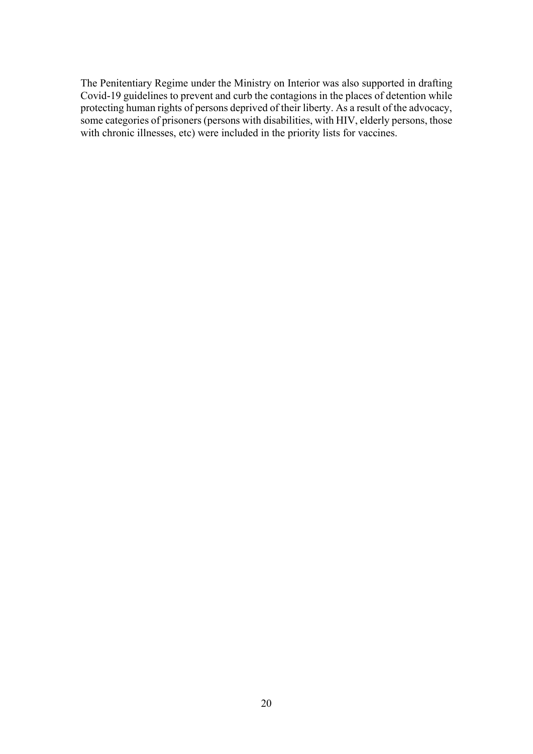The Penitentiary Regime under the Ministry on Interior was also supported in drafting Covid-19 guidelines to prevent and curb the contagions in the places of detention while protecting human rights of persons deprived of their liberty. As a result of the advocacy, some categories of prisoners (persons with disabilities, with HIV, elderly persons, those with chronic illnesses, etc) were included in the priority lists for vaccines.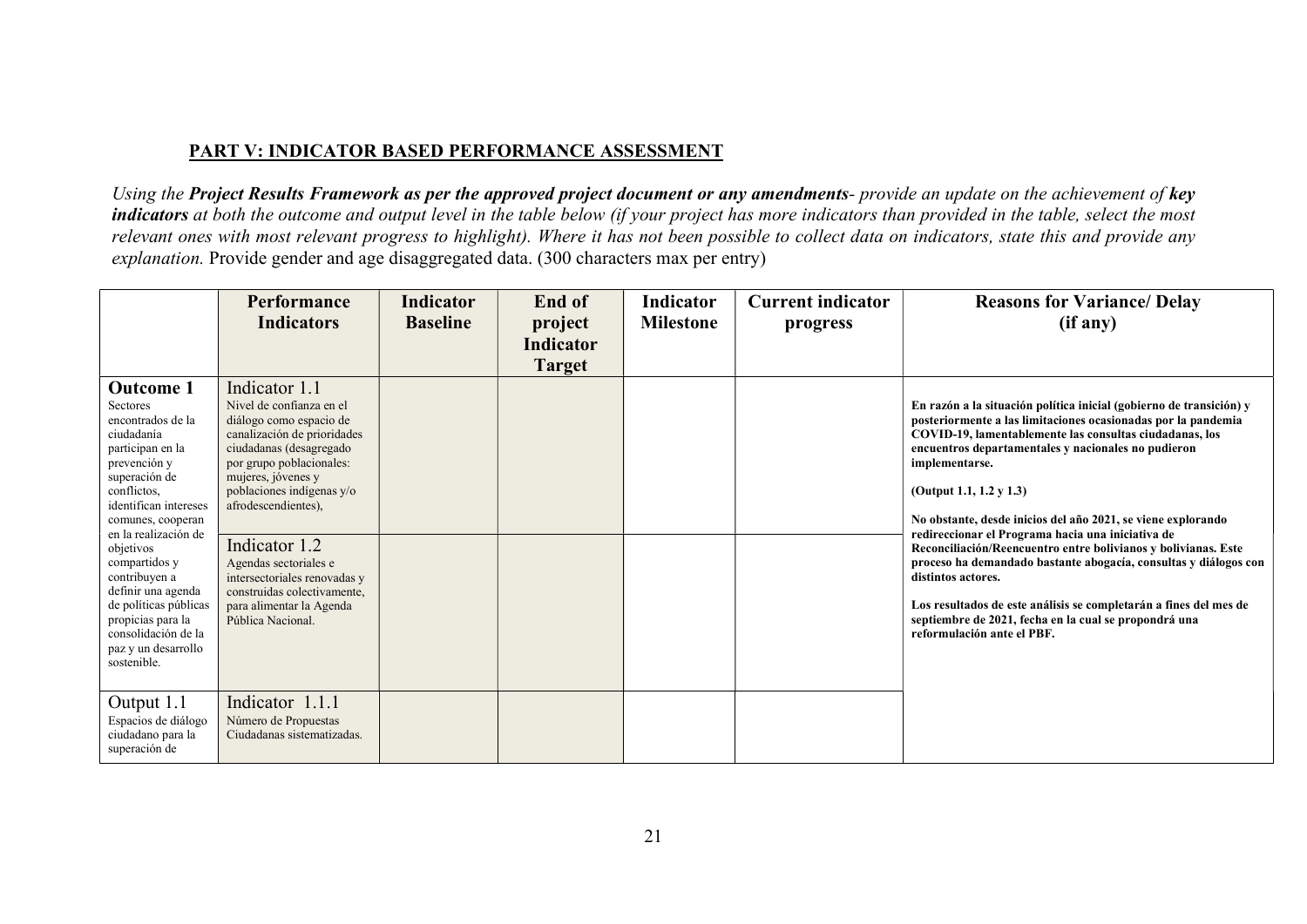## PART V: INDICATOR BASED PERFORMANCE ASSESSMENT

*Using the **Project Results Framework as per the approved project document or any amendments**- provide an update on the achievement of **key indicators** at both the outcome and output level in the table below (if your project has more indicators than provided in the table, select the most relevant ones with most relevant progress to highlight). Where it has not been possible to collect data on indicators, state this and provide any explanation.* Provide gender and age disaggregated data. (300 characters max per entry)

| | Performance Indicators | Indicator Baseline | End of project Indicator Target | Indicator Milestone | Current indicator progress | Reasons for Variance/ Delay (if any) |
|---|---|---|---|---|---|---|
| **Outcome 1** Sectores encontrados de la ciudadanía participan en la prevención y superación de conflictos, identifican intereses comunes, cooperan en la realización de objetivos compartidos y contribuyen a definir una agenda de políticas públicas propicias para la consolidación de la paz y un desarrollo sostenible. | Indicator 1.1 Nivel de confianza en el diálogo como espacio de canalización de prioridades ciudadanas (desagregado por grupo poblacionales: mujeres, jóvenes y poblaciones indígenas y/o afrodescendientes), | | | | | **En razón a la situación política inicial (gobierno de transición) y posteriormente a las limitaciones ocasionadas por la pandemia COVID-19, lamentablemente las consultas ciudadanas, los encuentros departamentales y nacionales no pudieron implementarse.** **(Output 1.1, 1.2 y 1.3)** **No obstante, desde inicios del año 2021, se viene explorando redireccionar el Programa hacia una iniciativa de Reconciliación/Reencuentro entre bolivianos y bolivianas. Este proceso ha demandado bastante abogacía, consultas y diálogos con distintos actores.** **Los resultados de este análisis se completarán a fines del mes de septiembre de 2021, fecha en la cual se propondrá una reformulación ante el PBF.** |
| | Indicator 1.2 Agendas sectoriales e intersectoriales renovadas y construidas colectivamente, para alimentar la Agenda Pública Nacional. | | | | | |
| Output 1.1 Espacios de diálogo ciudadano para la superación de | Indicator 1.1.1 Número de Propuestas Ciudadanas sistematizadas. | | | | | |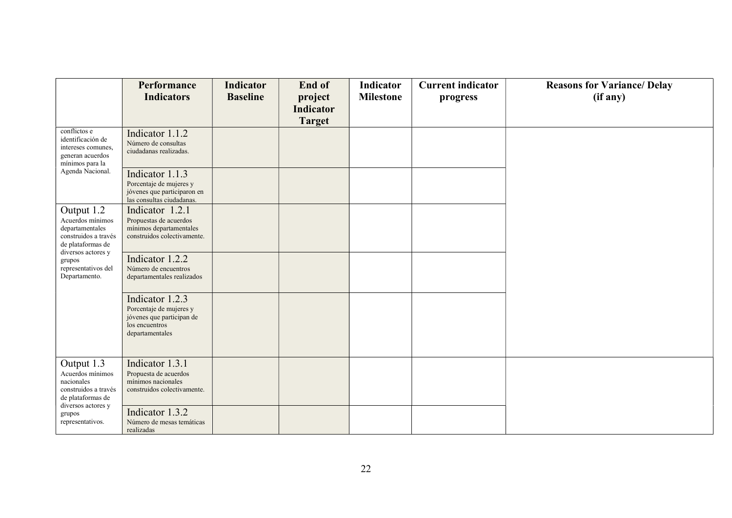| | Performance Indicators | Indicator Baseline | End of project Indicator Target | Indicator Milestone | Current indicator progress | Reasons for Variance/ Delay (if any) |
|---|---|---|---|---|---|---|
| conflictos e identificación de intereses comunes, generan acuerdos mínimos para la Agenda Nacional. | Indicator 1.1.2 Número de consultas ciudadanas realizadas. | | | | | |
| | Indicator 1.1.3 Porcentaje de mujeres y jóvenes que participaron en las consultas ciudadanas. | | | | | |
| Output 1.2 Acuerdos mínimos departamentales construidos a través de plataformas de diversos actores y grupos representativos del Departamento. | Indicator 1.2.1 Propuestas de acuerdos mínimos departamentales construidos colectivamente. | | | | | |
| | Indicator 1.2.2 Número de encuentros departamentales realizados | | | | | |
| | Indicator 1.2.3 Porcentaje de mujeres y jóvenes que participan de los encuentros departamentales | | | | | |
| Output 1.3 Acuerdos mínimos nacionales construidos a través de plataformas de diversos actores y grupos representativos. | Indicator 1.3.1 Propuesta de acuerdos mínimos nacionales construidos colectivamente. | | | | | |
| | Indicator 1.3.2 Número de mesas temáticas realizadas | | | | | |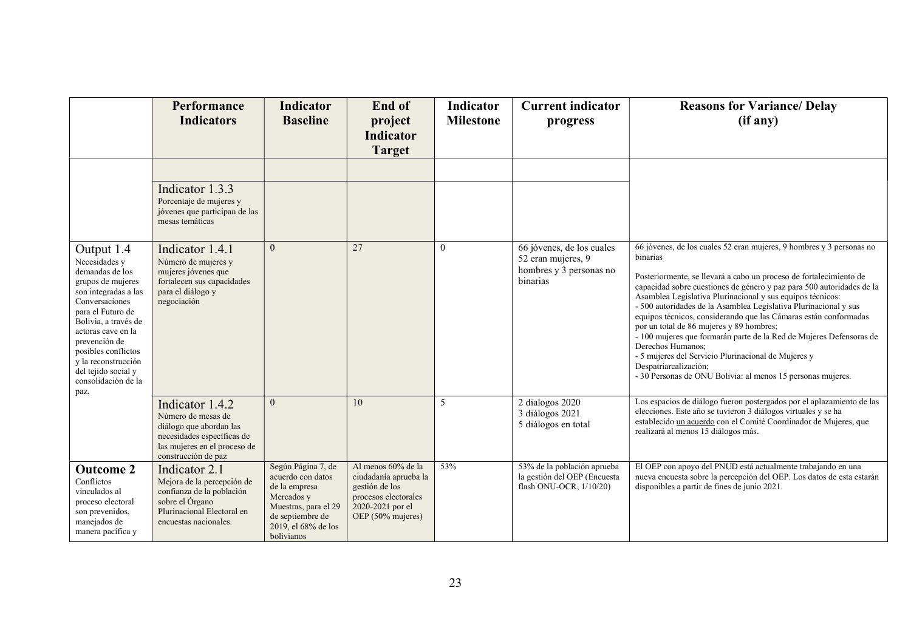| | Performance Indicators | Indicator Baseline | End of project Indicator Target | Indicator Milestone | Current indicator progress | Reasons for Variance/ Delay (if any) |
|---|---|---|---|---|---|---|
| | | | | | | |
| | Indicator 1.3.3<br>Porcentaje de mujeres y jóvenes que participan de las mesas temáticas | | | | | |
| Output 1.4<br>Necesidades y demandas de los grupos de mujeres son integradas a las Conversaciones para el Futuro de Bolivia, a través de actoras cave en la prevención de posibles conflictos y la reconstrucción del tejido social y consolidación de la paz. | Indicator 1.4.1<br>Número de mujeres y mujeres jóvenes que fortalecen sus capacidades para el diálogo y negociación | 0 | 27 | 0 | 66 jóvenes, de los cuales 52 eran mujeres, 9 hombres y 3 personas no binarias | 66 jóvenes, de los cuales 52 eran mujeres, 9 hombres y 3 personas no binarias<br><br>Posteriormente, se llevará a cabo un proceso de fortalecimiento de capacidad sobre cuestiones de género y paz para 500 autoridades de la Asamblea Legislativa Plurinacional y sus equipos técnicos:<br>- 500 autoridades de la Asamblea Legislativa Plurinacional y sus equipos técnicos, considerando que las Cámaras están conformadas por un total de 86 mujeres y 89 hombres;<br>- 100 mujeres que formarán parte de la Red de Mujeres Defensoras de Derechos Humanos;<br>- 5 mujeres del Servicio Plurinacional de Mujeres y Despatriarcalización;<br>- 30 Personas de ONU Bolivia: al menos 15 personas mujeres. |
| | Indicator 1.4.2<br>Número de mesas de diálogo que abordan las necesidades específicas de las mujeres en el proceso de construcción de paz | 0 | 10 | 5 | 2 dialogos 2020<br>3 diálogos 2021<br>5 diálogos en total | Los espacios de diálogo fueron postergados por el aplazamiento de las elecciones. Este año se tuvieron 3 diálogos virtuales y se ha establecido un acuerdo con el Comité Coordinador de Mujeres, que realizará al menos 15 diálogos más. |
| **Outcome 2**<br>Conflictos vinculados al proceso electoral son prevenidos, manejados de manera pacífica y | Indicator 2.1<br>Mejora de la percepción de confianza de la población sobre el Órgano Plurinacional Electoral en encuestas nacionales. | Según Página 7, de acuerdo con datos de la empresa Mercados y Muestras, para el 29 de septiembre de 2019, el 68% de los bolivianos | Al menos 60% de la ciudadanía aprueba la gestión de los procesos electorales 2020-2021 por el OEP (50% mujeres) | 53% | 53% de la población aprueba la gestión del OEP (Encuesta flash ONU-OCR, 1/10/20) | El OEP con apoyo del PNUD está actualmente trabajando en una nueva encuesta sobre la percepción del OEP. Los datos de esta estarán disponibles a partir de fines de junio 2021. |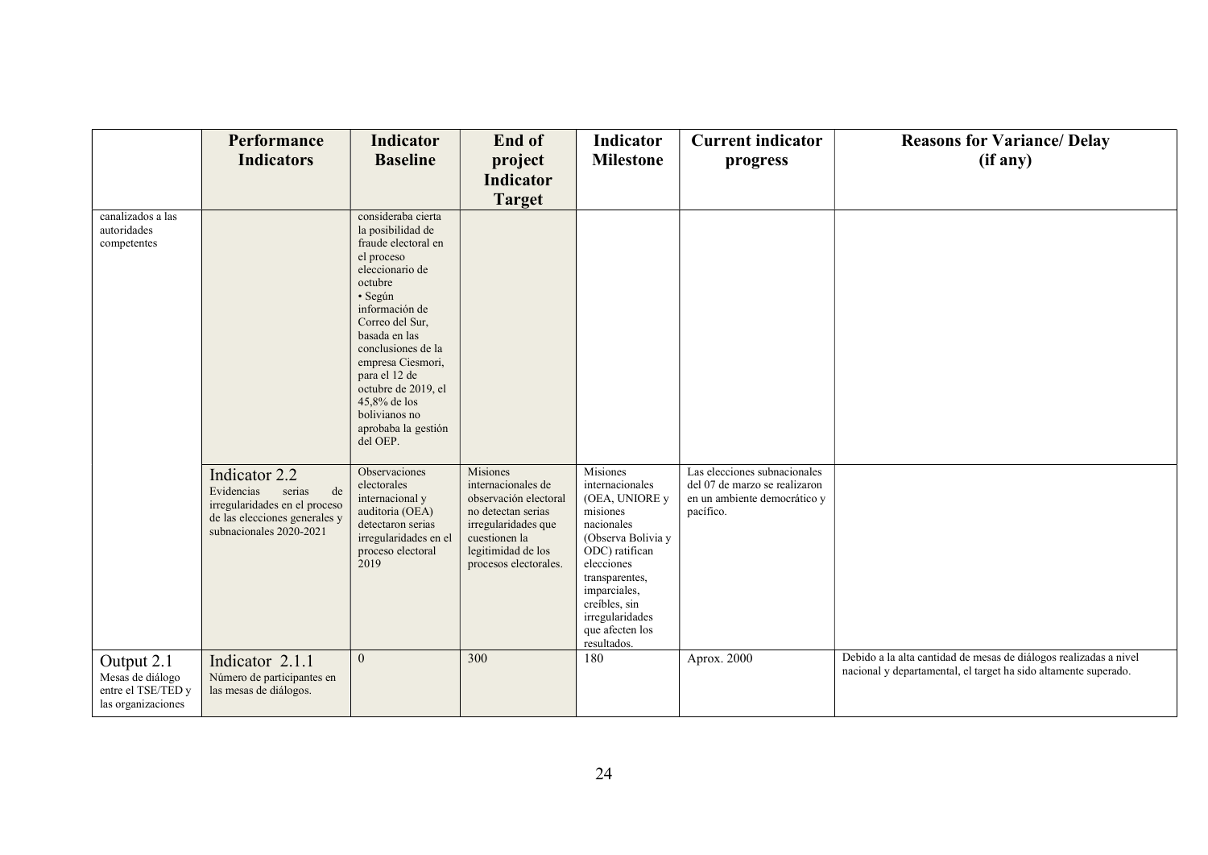| | Performance Indicators | Indicator Baseline | End of project Indicator Target | Indicator Milestone | Current indicator progress | Reasons for Variance/ Delay (if any) |
|---|---|---|---|---|---|---|
| canalizados a las autoridades competentes | | consideraba cierta la posibilidad de fraude electoral en el proceso eleccionario de octubre • Según información de Correo del Sur, basada en las conclusiones de la empresa Ciesmori, para el 12 de octubre de 2019, el 45,8% de los bolivianos no aprobaba la gestión del OEP. | | | | |
| | Indicator 2.2 Evidencias serias de irregularidades en el proceso de las elecciones generales y subnacionales 2020-2021 | Observaciones electorales internacional y auditoria (OEA) detectaron serias irregularidades en el proceso electoral 2019 | Misiones internacionales de observación electoral no detectan serias irregularidades que cuestionen la legitimidad de los procesos electorales. | Misiones internacionales (OEA, UNIORE y misiones nacionales (Observa Bolivia y ODC) ratifican elecciones transparentes, imparciales, creíbles, sin irregularidades que afecten los resultados. | Las elecciones subnacionales del 07 de marzo se realizaron en un ambiente democrático y pacífico. | |
| Output 2.1 Mesas de diálogo entre el TSE/TED y las organizaciones | Indicator 2.1.1 Número de participantes en las mesas de diálogos. | 0 | 300 | 180 | Aprox. 2000 | Debido a la alta cantidad de mesas de diálogos realizadas a nivel nacional y departamental, el target ha sido altamente superado. |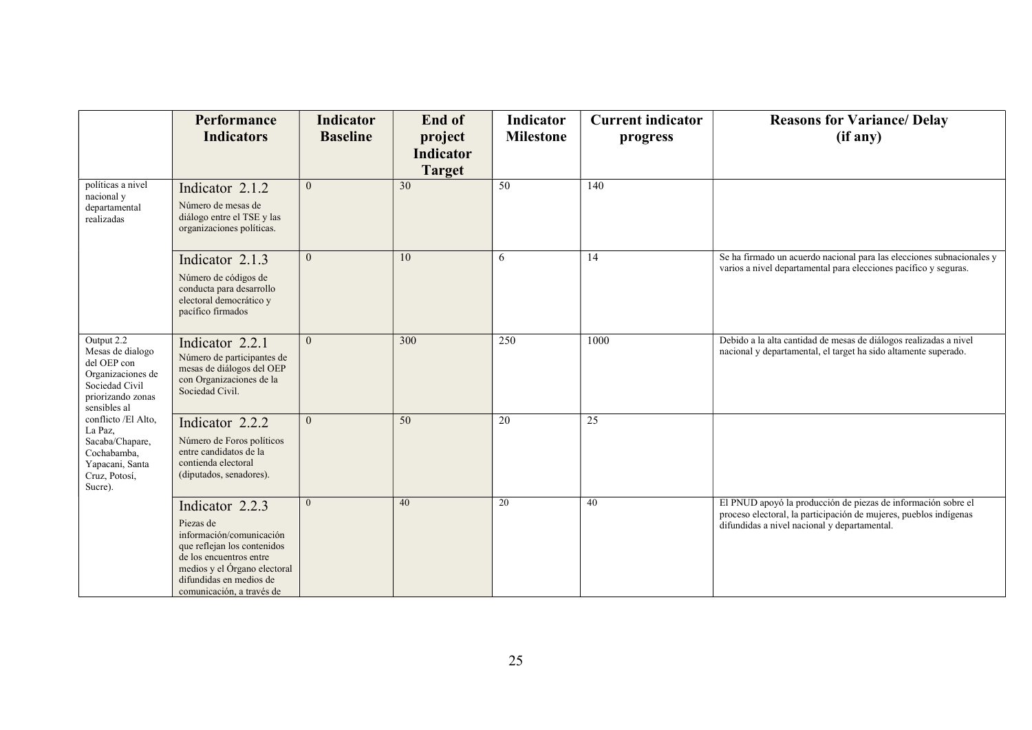| | Performance Indicators | Indicator Baseline | End of project Indicator Target | Indicator Milestone | Current indicator progress | Reasons for Variance/ Delay (if any) |
|---|---|---|---|---|---|---|
| políticas a nivel nacional y departamental realizadas | Indicator 2.1.2<br>Número de mesas de diálogo entre el TSE y las organizaciones políticas. | 0 | 30 | 50 | 140 | |
| | Indicator 2.1.3<br>Número de códigos de conducta para desarrollo electoral democrático y pacífico firmados | 0 | 10 | 6 | 14 | Se ha firmado un acuerdo nacional para las elecciones subnacionales y varios a nivel departamental para elecciones pacífico y seguras. |
| Output 2.2<br>Mesas de dialogo del OEP con Organizaciones de Sociedad Civil priorizando zonas sensibles al conflicto /El Alto, La Paz, Sacaba/Chapare, Cochabamba, Yapacani, Santa Cruz, Potosí, Sucre). | Indicator 2.2.1<br>Número de participantes de mesas de diálogos del OEP con Organizaciones de la Sociedad Civil. | 0 | 300 | 250 | 1000 | Debido a la alta cantidad de mesas de diálogos realizadas a nivel nacional y departamental, el target ha sido altamente superado. |
| | Indicator 2.2.2<br>Número de Foros políticos entre candidatos de la contienda electoral (diputados, senadores). | 0 | 50 | 20 | 25 | |
| | Indicator 2.2.3<br>Piezas de información/comunicación que reflejan los contenidos de los encuentros entre medios y el Órgano electoral difundidas en medios de comunicación, a través de | 0 | 40 | 20 | 40 | El PNUD apoyó la producción de piezas de información sobre el proceso electoral, la participación de mujeres, pueblos indígenas difundidas a nivel nacional y departamental. |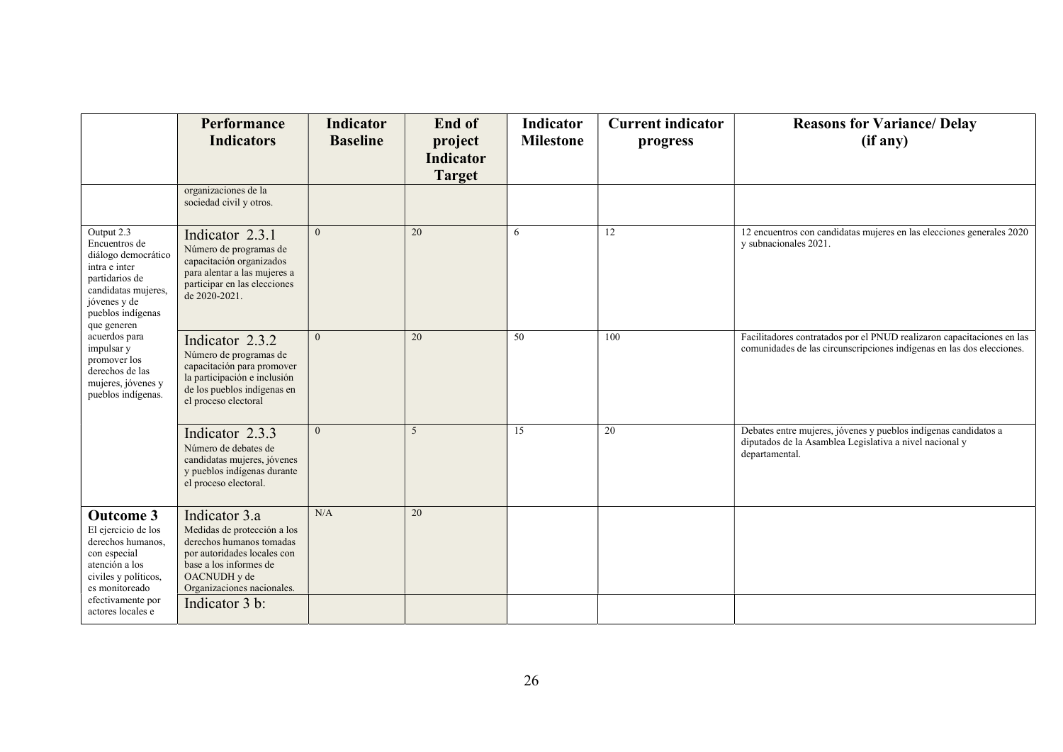| | Performance Indicators | Indicator Baseline | End of project Indicator Target | Indicator Milestone | Current indicator progress | Reasons for Variance/ Delay (if any) |
|---|---|---|---|---|---|---|
| | organizaciones de la sociedad civil y otros. | | | | | |
| Output 2.3 Encuentros de diálogo democrático intra e inter partidarios de candidatas mujeres, jóvenes y de pueblos indígenas que generen acuerdos para impulsar y promover los derechos de las mujeres, jóvenes y pueblos indígenas. | Indicator 2.3.1 Número de programas de capacitación organizados para alentar a las mujeres a participar en las elecciones de 2020-2021. | 0 | 20 | 6 | 12 | 12 encuentros con candidatas mujeres en las elecciones generales 2020 y subnacionales 2021. |
| | Indicator 2.3.2 Número de programas de capacitación para promover la participación e inclusión de los pueblos indígenas en el proceso electoral | 0 | 20 | 50 | 100 | Facilitadores contratados por el PNUD realizaron capacitaciones en las comunidades de las circunscripciones indígenas en las dos elecciones. |
| | Indicator 2.3.3 Número de debates de candidatas mujeres, jóvenes y pueblos indígenas durante el proceso electoral. | 0 | 5 | 15 | 20 | Debates entre mujeres, jóvenes y pueblos indígenas candidatos a diputados de la Asamblea Legislativa a nivel nacional y departamental. |
| **Outcome 3** El ejercicio de los derechos humanos, con especial atención a los civiles y políticos, es monitoreado efectivamente por actores locales e | Indicator 3.a Medidas de protección a los derechos humanos tomadas por autoridades locales con base a los informes de OACNUDH y de Organizaciones nacionales. | N/A | 20 | | | |
| | Indicator 3 b: | | | | | |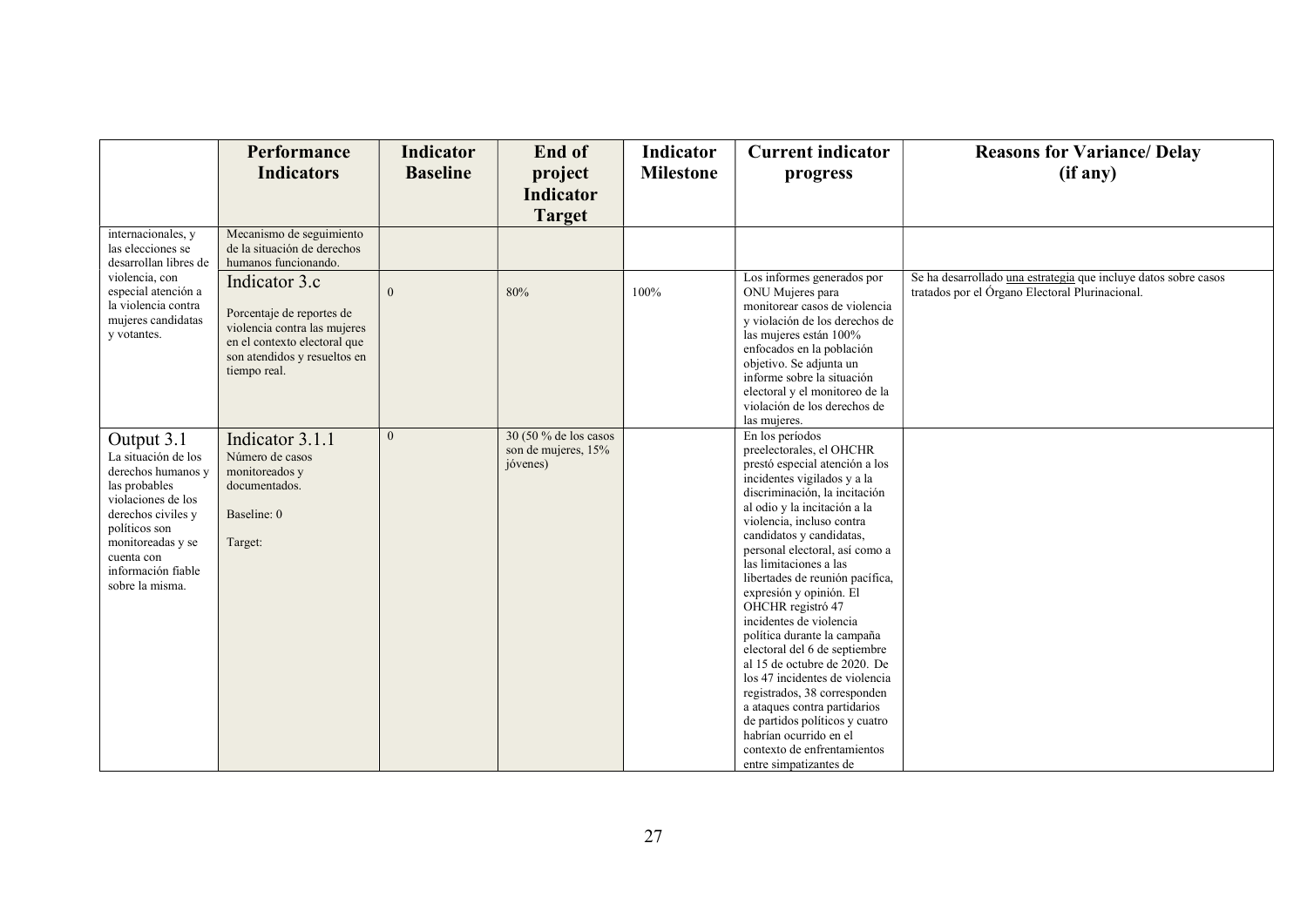| | Performance Indicators | Indicator Baseline | End of project Indicator Target | Indicator Milestone | Current indicator progress | Reasons for Variance/ Delay (if any) |
|---|---|---|---|---|---|---|
| internacionales, y las elecciones se desarrollan libres de violencia, con especial atención a la violencia contra mujeres candidatas y votantes. | Mecanismo de seguimiento de la situación de derechos humanos funcionando. | | | | | |
| | Indicator 3.c<br><br>Porcentaje de reportes de violencia contra las mujeres en el contexto electoral que son atendidos y resueltos en tiempo real. | 0 | 80% | 100% | Los informes generados por ONU Mujeres para monitorear casos de violencia y violación de los derechos de las mujeres están 100% enfocados en la población objetivo. Se adjunta un informe sobre la situación electoral y el monitoreo de la violación de los derechos de las mujeres. | Se ha desarrollado una estrategia que incluye datos sobre casos tratados por el Órgano Electoral Plurinacional. |
| Output 3.1<br>La situación de los derechos humanos y las probables violaciones de los derechos civiles y políticos son monitoreadas y se cuenta con información fiable sobre la misma. | Indicator 3.1.1<br>Número de casos monitoreados y documentados.<br><br>Baseline: 0<br><br>Target: | 0 | 30 (50 % de los casos son de mujeres, 15% jóvenes) | | En los periodos preelectorales, el OHCHR prestó especial atención a los incidentes vigilados y a la discriminación, la incitación al odio y la incitación a la violencia, incluso contra candidatos y candidatas, personal electoral, así como a las limitaciones a las libertades de reunión pacífica, expresión y opinión. El OHCHR registró 47 incidentes de violencia política durante la campaña electoral del 6 de septiembre al 15 de octubre de 2020. De los 47 incidentes de violencia registrados, 38 corresponden a ataques contra partidarios de partidos políticos y cuatro habrían ocurrido en el contexto de enfrentamientos entre simpatizantes de | |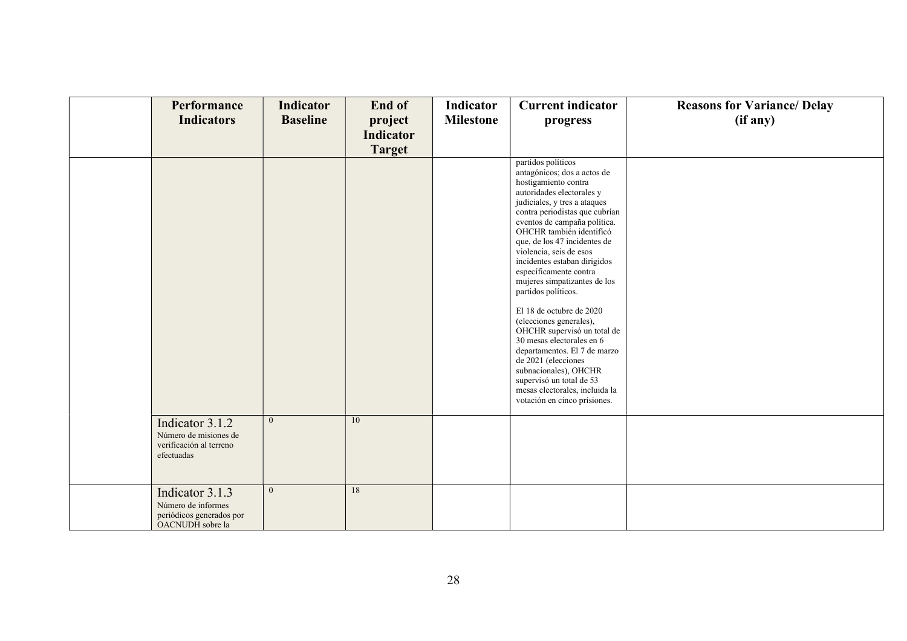| | Performance Indicators | Indicator Baseline | End of project Indicator Target | Indicator Milestone | Current indicator progress | Reasons for Variance/ Delay (if any) |
|---|---|---|---|---|---|---|
| | | | | | partidos políticos antagónicos; dos a actos de hostigamiento contra autoridades electorales y judiciales, y tres a ataques contra periodistas que cubrían eventos de campaña política. OHCHR también identificó que, de los 47 incidentes de violencia, seis de esos incidentes estaban dirigidos específicamente contra mujeres simpatizantes de los partidos políticos.<br><br>El 18 de octubre de 2020 (elecciones generales), OHCHR supervisó un total de 30 mesas electorales en 6 departamentos. El 7 de marzo de 2021 (elecciones subnacionales), OHCHR supervisó un total de 53 mesas electorales, incluida la votación en cinco prisiones. | |
| | Indicator 3.1.2<br>Número de misiones de verificación al terreno efectuadas | 0 | 10 | | | |
| | Indicator 3.1.3<br>Número de informes periódicos generados por OACNUDH sobre la | 0 | 18 | | | |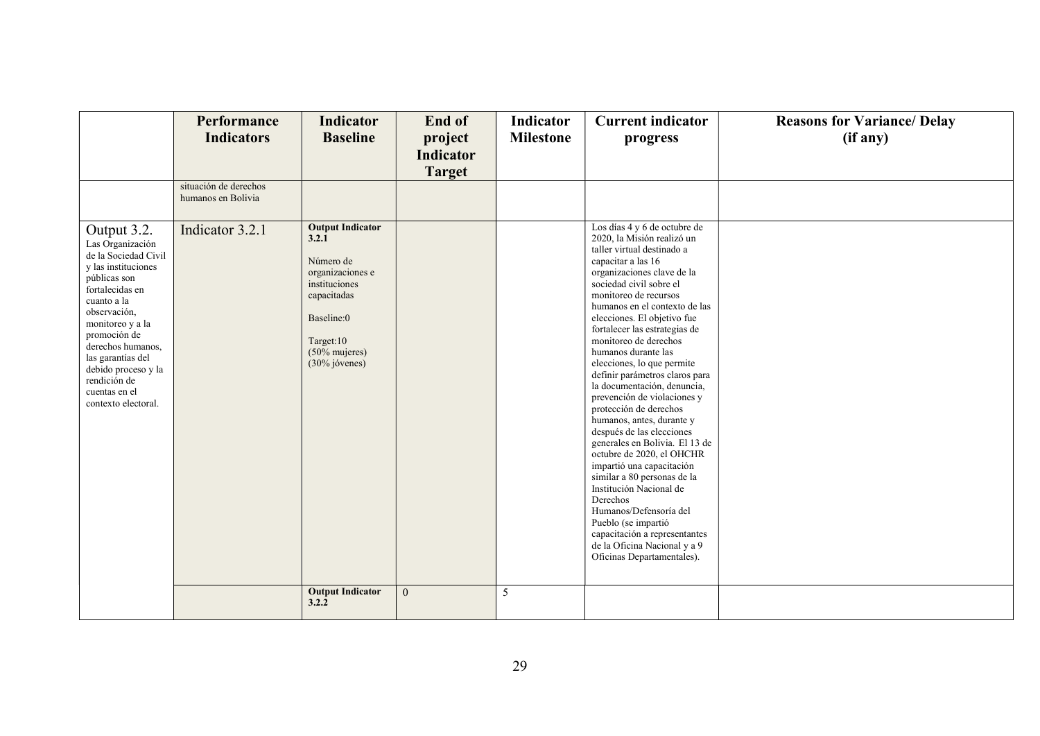| | Performance Indicators | Indicator Baseline | End of project Indicator Target | Indicator Milestone | Current indicator progress | Reasons for Variance/ Delay (if any) |
|---|---|---|---|---|---|---|
| | situación de derechos humanos en Bolivia | | | | | |
| Output 3.2. Las Organización de la Sociedad Civil y las instituciones públicas son fortalecidas en cuanto a la observación, monitoreo y a la promoción de derechos humanos, las garantías del debido proceso y la rendición de cuentas en el contexto electoral. | Indicator 3.2.1 | **Output Indicator 3.2.1**<br><br>Número de organizaciones e instituciones capacitadas<br><br>Baseline:0<br><br>Target:10 (50% mujeres) (30% jóvenes) | | | Los días 4 y 6 de octubre de 2020, la Misión realizó un taller virtual destinado a capacitar a las 16 organizaciones clave de la sociedad civil sobre el monitoreo de recursos humanos en el contexto de las elecciones. El objetivo fue fortalecer las estrategias de monitoreo de derechos humanos durante las elecciones, lo que permite definir parámetros claros para la documentación, denuncia, prevención de violaciones y protección de derechos humanos, antes, durante y después de las elecciones generales en Bolivia. El 13 de octubre de 2020, el OHCHR impartió una capacitación similar a 80 personas de la Institución Nacional de Derechos Humanos/Defensoría del Pueblo (se impartió capacitación a representantes de la Oficina Nacional y a 9 Oficinas Departamentales). | |
| | | **Output Indicator 3.2.2** | 0 | 5 | | |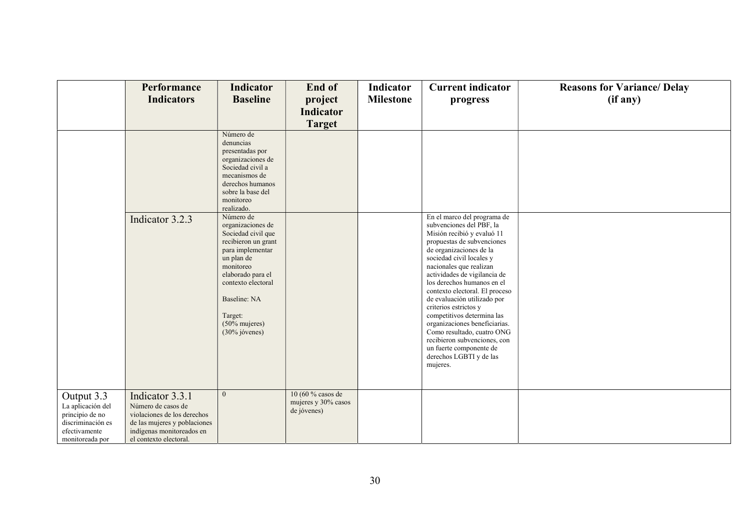| | Performance Indicators | Indicator Baseline | End of project Indicator Target | Indicator Milestone | Current indicator progress | Reasons for Variance/ Delay (if any) |
|---|---|---|---|---|---|---|
| | | Número de denuncias presentadas por organizaciones de Sociedad civil a mecanismos de derechos humanos sobre la base del monitoreo realizado. | | | | |
| | Indicator 3.2.3 | Número de organizaciones de Sociedad civil que recibieron un grant para implementar un plan de monitoreo elaborado para el contexto electoral<br><br>Baseline: NA<br><br>Target:<br>(50% mujeres)<br>(30% jóvenes) | | | En el marco del programa de subvenciones del PBF, la Misión recibió y evaluó 11 propuestas de subvenciones de organizaciones de la sociedad civil locales y nacionales que realizan actividades de vigilancia de los derechos humanos en el contexto electoral. El proceso de evaluación utilizado por criterios estrictos y competitivos determina las organizaciones beneficiarias. Como resultado, cuatro ONG recibieron subvenciones, con un fuerte componente de derechos LGBTI y de las mujeres. | |
| Output 3.3<br>La aplicación del principio de no discriminación es efectivamente monitoreada por | Indicator 3.3.1<br>Número de casos de violaciones de los derechos de las mujeres y poblaciones indígenas monitoreados en el contexto electoral. | 0 | 10 (60 % casos de mujeres y 30% casos de jóvenes) | | | |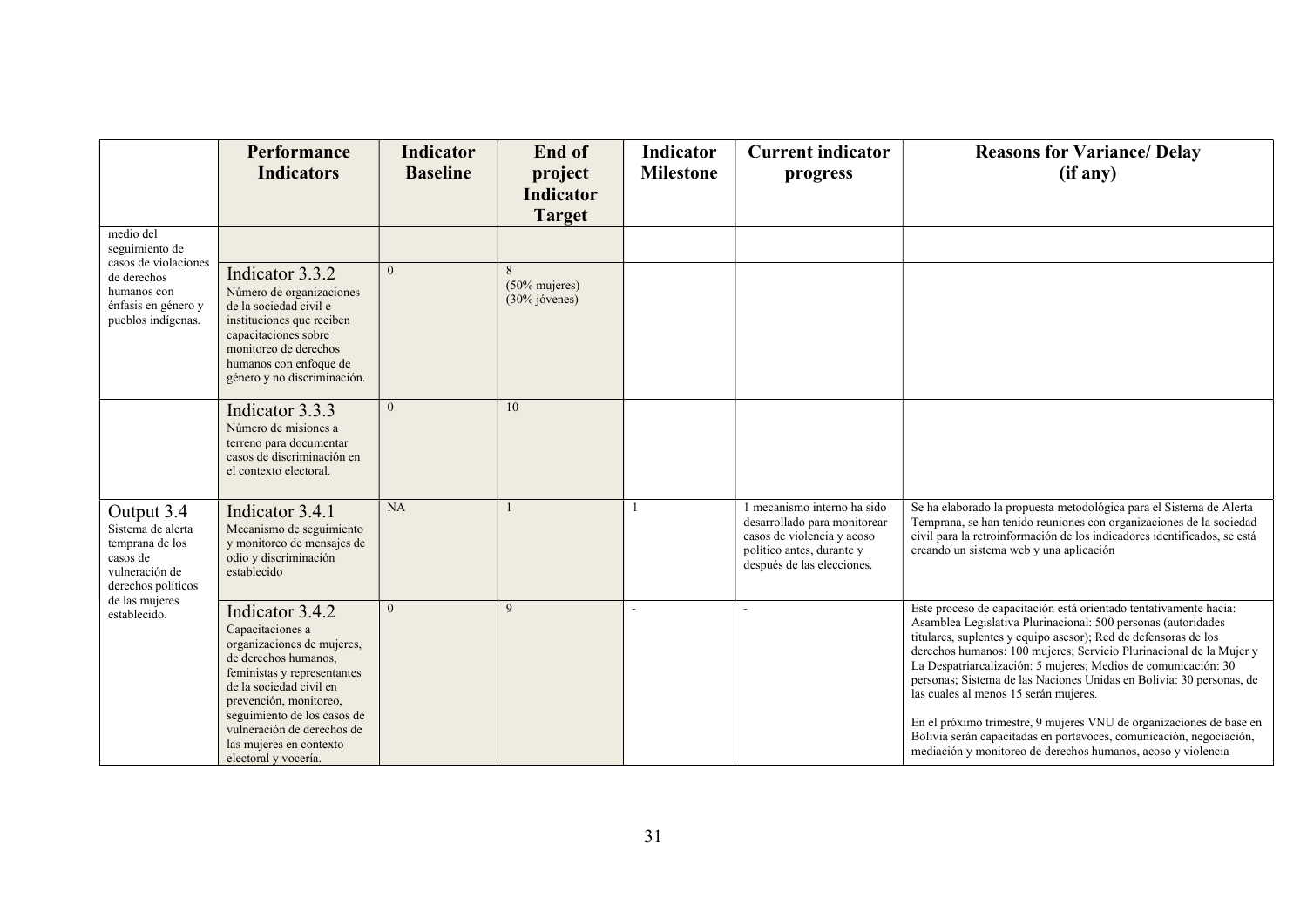| | Performance Indicators | Indicator Baseline | End of project Indicator Target | Indicator Milestone | Current indicator progress | Reasons for Variance/ Delay (if any) |
|---|---|---|---|---|---|---|
| medio del seguimiento de casos de violaciones de derechos humanos con énfasis en género y pueblos indígenas. | | | | | | |
| | Indicator 3.3.2<br>Número de organizaciones de la sociedad civil e instituciones que reciben capacitaciones sobre monitoreo de derechos humanos con enfoque de género y no discriminación. | 0 | 8<br>(50% mujeres)<br>(30% jóvenes) | | | |
| | Indicator 3.3.3<br>Número de misiones a terreno para documentar casos de discriminación en el contexto electoral. | 0 | 10 | | | |
| Output 3.4<br>Sistema de alerta temprana de los casos de vulneración de derechos políticos de las mujeres establecido. | Indicator 3.4.1<br>Mecanismo de seguimiento y monitoreo de mensajes de odio y discriminación establecido | NA | 1 | 1 | 1 mecanismo interno ha sido desarrollado para monitorear casos de violencia y acoso político antes, durante y después de las elecciones. | Se ha elaborado la propuesta metodológica para el Sistema de Alerta Temprana, se han tenido reuniones con organizaciones de la sociedad civil para la retroinformación de los indicadores identificados, se está creando un sistema web y una aplicación |
| | Indicator 3.4.2<br>Capacitaciones a organizaciones de mujeres, de derechos humanos, feministas y representantes de la sociedad civil en prevención, monitoreo, seguimiento de los casos de vulneración de derechos de las mujeres en contexto electoral y vocería. | 0 | 9 | - | - | Este proceso de capacitación está orientado tentativamente hacia: Asamblea Legislativa Plurinacional: 500 personas (autoridades titulares, suplentes y equipo asesor); Red de defensoras de los derechos humanos: 100 mujeres; Servicio Plurinacional de la Mujer y La Despatriarcalización: 5 mujeres; Medios de comunicación: 30 personas; Sistema de las Naciones Unidas en Bolivia: 30 personas, de las cuales al menos 15 serán mujeres.<br><br>En el próximo trimestre, 9 mujeres VNU de organizaciones de base en Bolivia serán capacitadas en portavoces, comunicación, negociación, mediación y monitoreo de derechos humanos, acoso y violencia |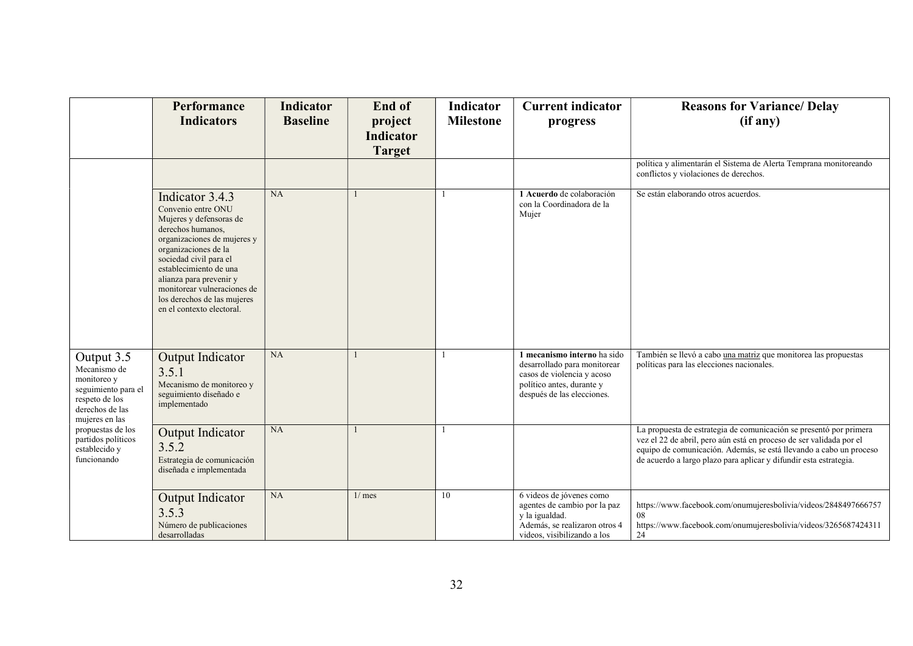| | Performance Indicators | Indicator Baseline | End of project Indicator Target | Indicator Milestone | Current indicator progress | Reasons for Variance/ Delay (if any) |
|---|---|---|---|---|---|---|
| | | | | | | política y alimentarán el Sistema de Alerta Temprana monitoreando conflictos y violaciones de derechos. |
| | Indicator 3.4.3<br>Convenio entre ONU Mujeres y defensoras de derechos humanos, organizaciones de mujeres y organizaciones de la sociedad civil para el establecimiento de una alianza para prevenir y monitorear vulneraciones de los derechos de las mujeres en el contexto electoral. | NA | 1 | 1 | **1 Acuerdo** de colaboración con la Coordinadora de la Mujer | Se están elaborando otros acuerdos. |
| Output 3.5<br>Mecanismo de monitoreo y seguimiento para el respeto de los derechos de las mujeres en las propuestas de los partidos políticos establecido y funcionando | Output Indicator 3.5.1<br>Mecanismo de monitoreo y seguimiento diseñado e implementado | NA | 1 | 1 | **1 mecanismo interno** ha sido desarrollado para monitorear casos de violencia y acoso político antes, durante y después de las elecciones. | También se llevó a cabo una matriz que monitorea las propuestas políticas para las elecciones nacionales. |
| | Output Indicator 3.5.2<br>Estrategia de comunicación diseñada e implementada | NA | 1 | 1 | | La propuesta de estrategia de comunicación se presentó por primera vez el 22 de abril, pero aún está en proceso de ser validada por el equipo de comunicación. Además, se está llevando a cabo un proceso de acuerdo a largo plazo para aplicar y difundir esta estrategia. |
| | Output Indicator 3.5.3<br>Número de publicaciones desarrolladas | NA | 1/ mes | 10 | 6 videos de jóvenes como agentes de cambio por la paz y la igualdad.<br>Además, se realizaron otros 4 videos, visibilizando a los | https://www.facebook.com/onumujeresbolivia/videos/284849766675708<br>https://www.facebook.com/onumujeresbolivia/videos/326568742431124 |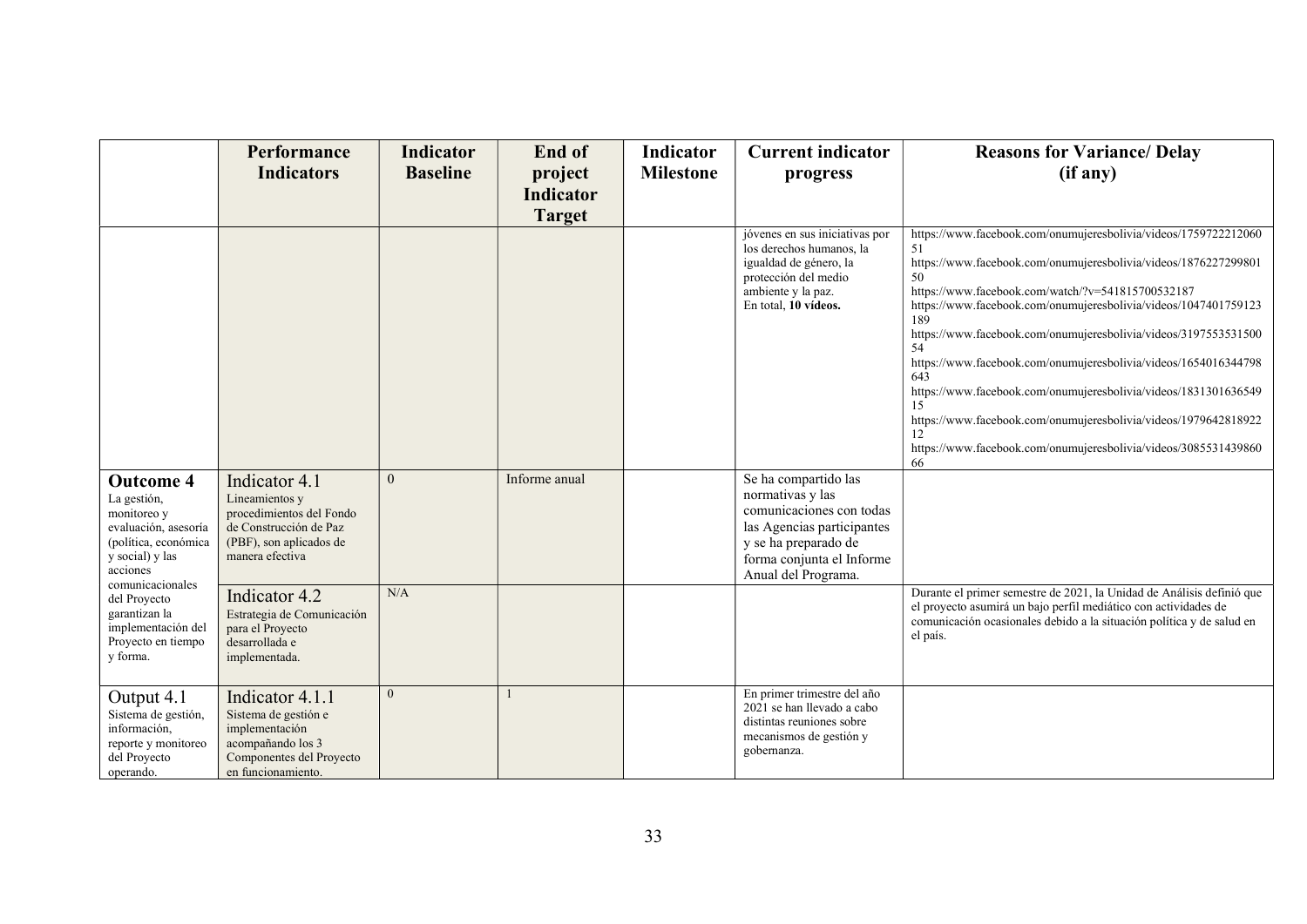| | Performance Indicators | Indicator Baseline | End of project Indicator Target | Indicator Milestone | Current indicator progress | Reasons for Variance/ Delay (if any) |
|---|---|---|---|---|---|---|
| | | | | | jóvenes en sus iniciativas por los derechos humanos, la igualdad de género, la protección del medio ambiente y la paz. En total, **10 vídeos.** | https://www.facebook.com/onumujeresbolivia/videos/175972221206051 https://www.facebook.com/onumujeresbolivia/videos/187622729980150 https://www.facebook.com/watch/?v=541815700532187 https://www.facebook.com/onumujeresbolivia/videos/1047401759123189 https://www.facebook.com/onumujeresbolivia/videos/319755353150054 https://www.facebook.com/onumujeresbolivia/videos/1654016344798643 https://www.facebook.com/onumujeresbolivia/videos/183130165495415 https://www.facebook.com/onumujeresbolivia/videos/197964281892212 https://www.facebook.com/onumujeresbolivia/videos/308553143986066 |
| **Outcome 4** La gestión, monitoreo y evaluación, asesoría (política, económica y social) y las acciones comunicacionales del Proyecto garantizan la implementación del Proyecto en tiempo y forma. | Indicator 4.1 Lineamientos y procedimientos del Fondo de Construcción de Paz (PBF), son aplicados de manera efectiva | 0 | Informe anual | | Se ha compartido las normativas y las comunicaciones con todas las Agencias participantes y se ha preparado de forma conjunta el Informe Anual del Programa. | |
| | Indicator 4.2 Estrategia de Comunicación para el Proyecto desarrollada e implementada. | N/A | | | | Durante el primer semestre de 2021, la Unidad de Análisis definió que el proyecto asumirá un bajo perfil mediático con actividades de comunicación ocasionales debido a la situación política y de salud en el país. |
| Output 4.1 Sistema de gestión, información, reporte y monitoreo del Proyecto operando. | Indicator 4.1.1 Sistema de gestión e implementación acompañando los 3 Componentes del Proyecto en funcionamiento. | 0 | 1 | | En primer trimestre del año 2021 se han llevado a cabo distintas reuniones sobre mecanismos de gestión y gobernanza. | |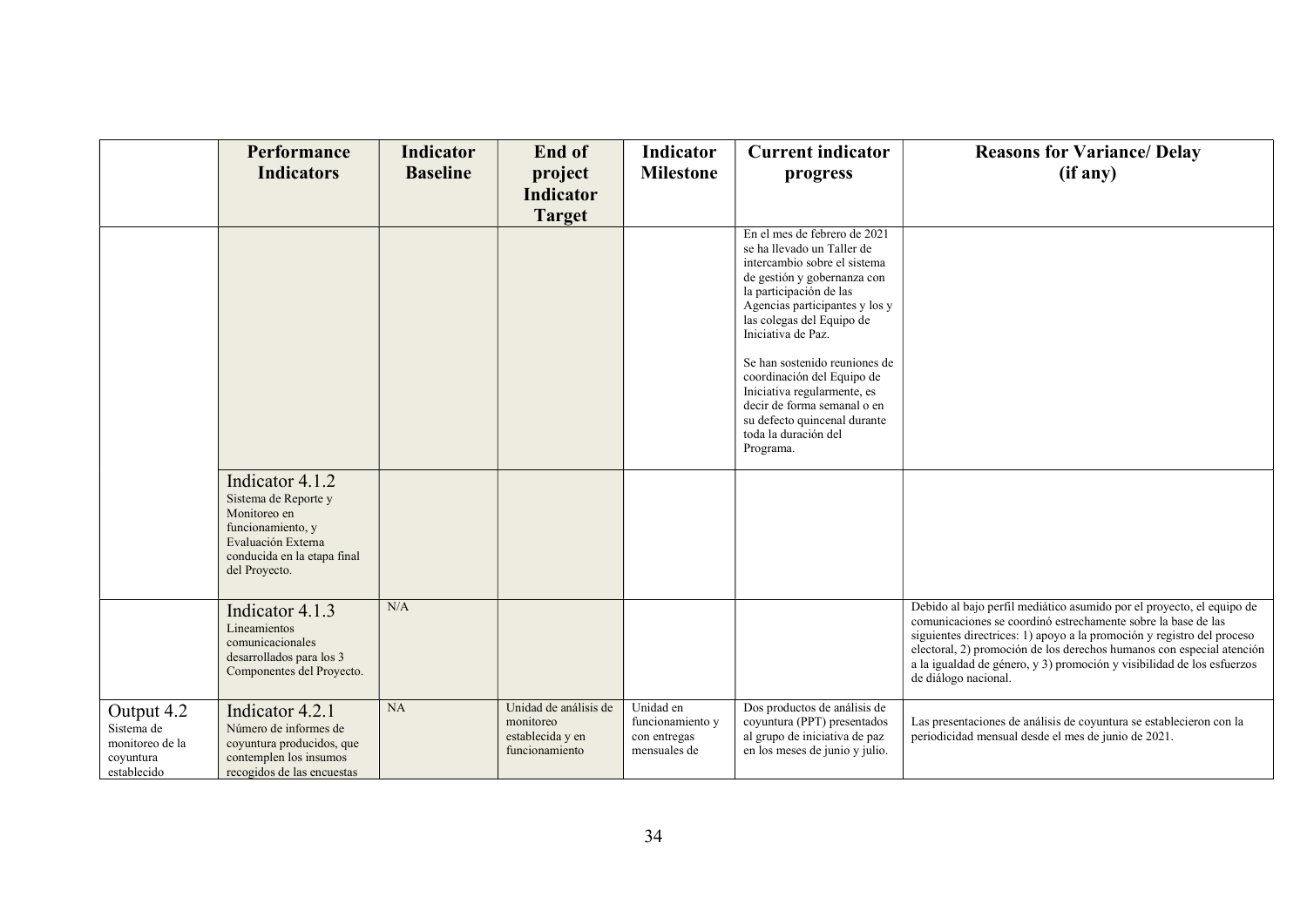| | Performance Indicators | Indicator Baseline | End of project Indicator Target | Indicator Milestone | Current indicator progress | Reasons for Variance/ Delay (if any) |
|---|---|---|---|---|---|---|
| | | | | | En el mes de febrero de 2021 se ha llevado un Taller de intercambio sobre el sistema de gestión y gobernanza con la participación de las Agencias participantes y los y las colegas del Equipo de Iniciativa de Paz.<br><br>Se han sostenido reuniones de coordinación del Equipo de Iniciativa regularmente, es decir de forma semanal o en su defecto quincenal durante toda la duración del Programa. | |
| | Indicator 4.1.2<br>Sistema de Reporte y Monitoreo en funcionamiento, y Evaluación Externa conducida en la etapa final del Proyecto. | | | | | |
| | Indicator 4.1.3<br>Lineamientos comunicacionales desarrollados para los 3 Componentes del Proyecto. | N/A | | | | Debido al bajo perfil mediático asumido por el proyecto, el equipo de comunicaciones se coordinó estrechamente sobre la base de las siguientes directrices: 1) apoyo a la promoción y registro del proceso electoral, 2) promoción de los derechos humanos con especial atención a la igualdad de género, y 3) promoción y visibilidad de los esfuerzos de diálogo nacional. |
| Output 4.2<br>Sistema de monitoreo de la coyuntura establecido | Indicator 4.2.1<br>Número de informes de coyuntura producidos, que contemplen los insumos recogidos de las encuestas | NA | Unidad de análisis de monitoreo establecida y en funcionamiento | Unidad en funcionamiento y con entregas mensuales de | Dos productos de análisis de coyuntura (PPT) presentados al grupo de iniciativa de paz en los meses de junio y julio. | Las presentaciones de análisis de coyuntura se establecieron con la periodicidad mensual desde el mes de junio de 2021. |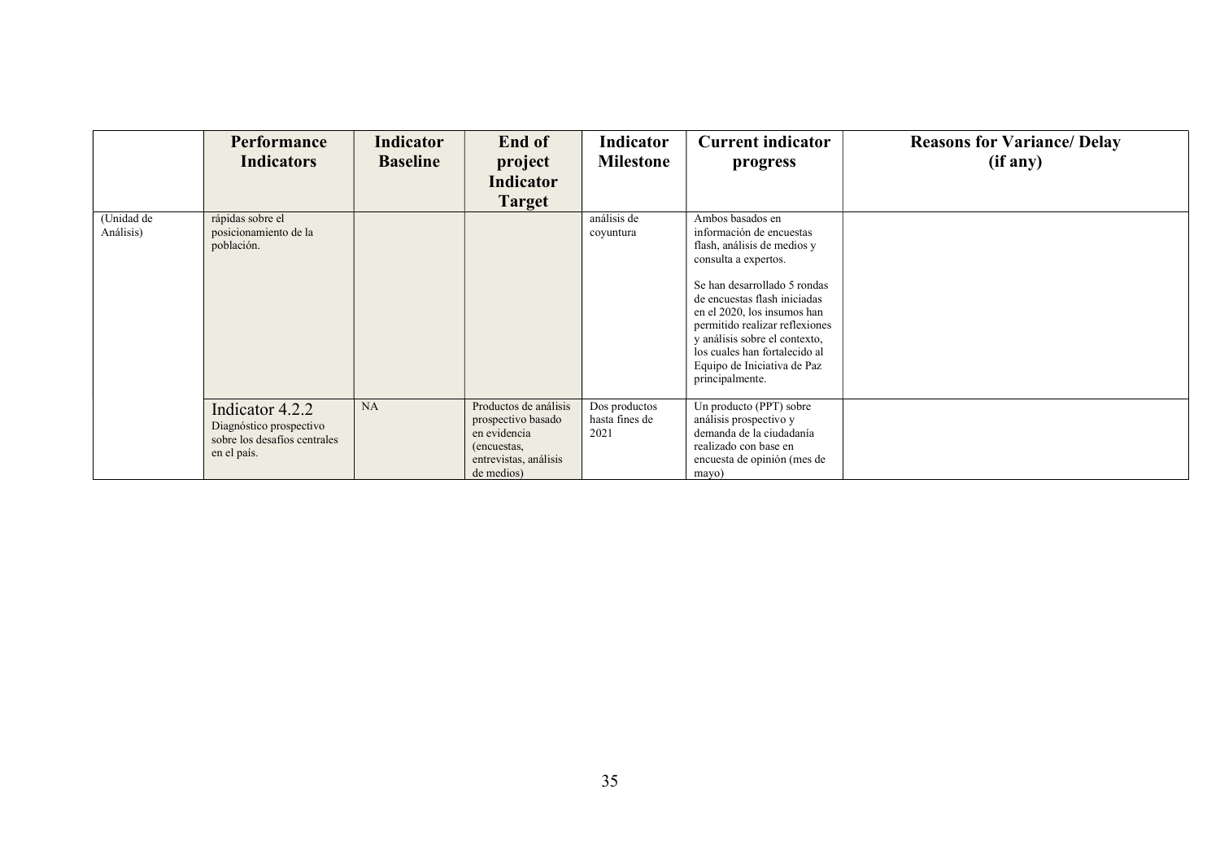| | Performance Indicators | Indicator Baseline | End of project Indicator Target | Indicator Milestone | Current indicator progress | Reasons for Variance/ Delay (if any) |
|---|---|---|---|---|---|---|
| (Unidad de Análisis) | rápidas sobre el posicionamiento de la población. | | | análisis de coyuntura | Ambos basados en información de encuestas flash, análisis de medios y consulta a expertos.<br><br>Se han desarrollado 5 rondas de encuestas flash iniciadas en el 2020, los insumos han permitido realizar reflexiones y análisis sobre el contexto, los cuales han fortalecido al Equipo de Iniciativa de Paz principalmente. | |
| | Indicator 4.2.2<br>Diagnóstico prospectivo sobre los desafíos centrales en el país. | NA | Productos de análisis prospectivo basado en evidencia (encuestas, entrevistas, análisis de medios) | Dos productos hasta fines de 2021 | Un producto (PPT) sobre análisis prospectivo y demanda de la ciudadanía realizado con base en encuesta de opinión (mes de mayo) | |